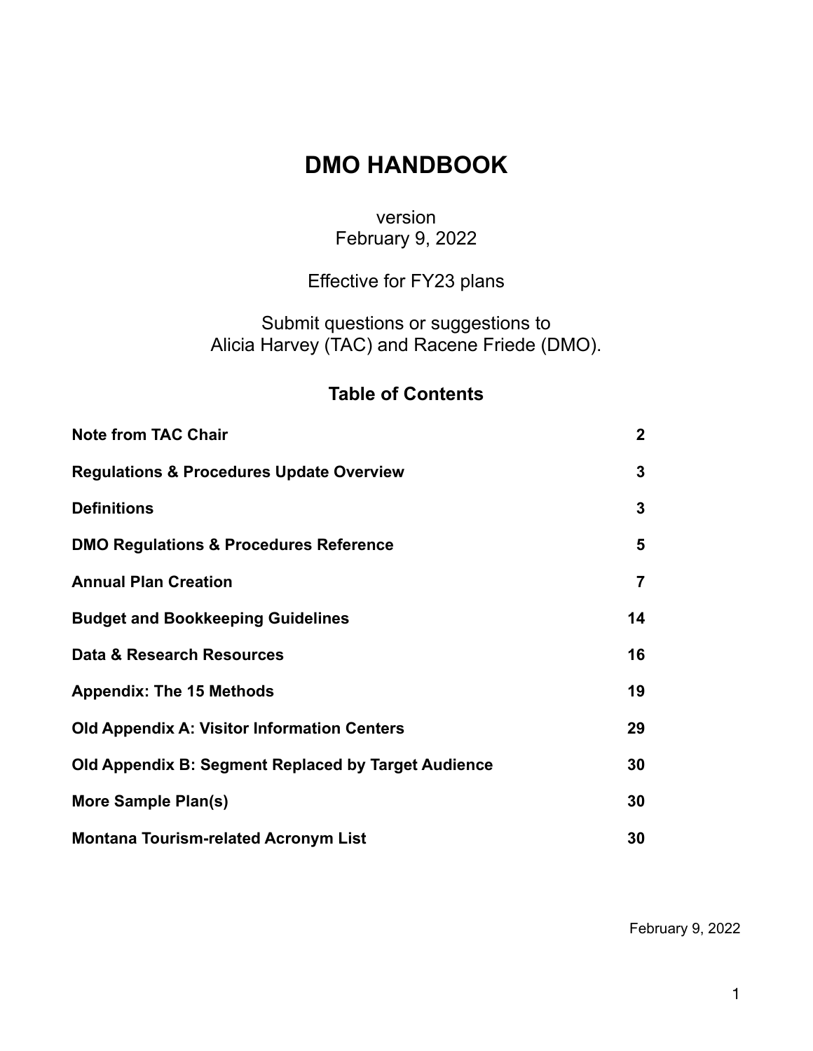# DMO HANDBOOK

version
February 9, 2022

Effective for FY23 plans

Submit questions or suggestions to
Alicia Harvey (TAC) and Racene Friede (DMO).

## Table of Contents

| | |
|---|---|
| **Note from TAC Chair** | **2** |
| **Regulations & Procedures Update Overview** | **3** |
| **Definitions** | **3** |
| **DMO Regulations & Procedures Reference** | **5** |
| **Annual Plan Creation** | **7** |
| **Budget and Bookkeeping Guidelines** | **14** |
| **Data & Research Resources** | **16** |
| **Appendix: The 15 Methods** | **19** |
| **Old Appendix A: Visitor Information Centers** | **29** |
| **Old Appendix B: Segment Replaced by Target Audience** | **30** |
| **More Sample Plan(s)** | **30** |
| **Montana Tourism-related Acronym List** | **30** |

February 9, 2022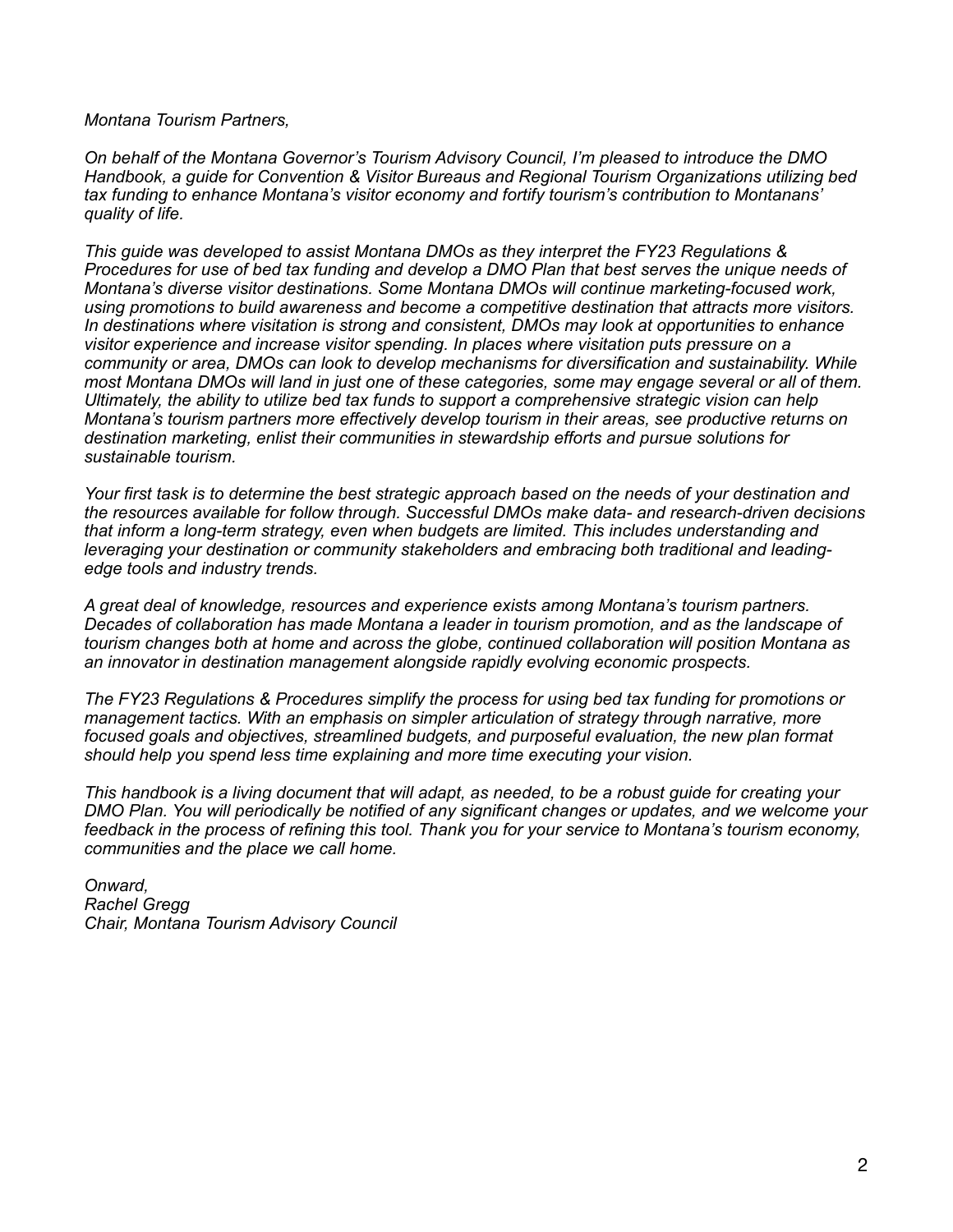*Montana Tourism Partners,*

*On behalf of the Montana Governor's Tourism Advisory Council, I'm pleased to introduce the DMO Handbook, a guide for Convention & Visitor Bureaus and Regional Tourism Organizations utilizing bed tax funding to enhance Montana's visitor economy and fortify tourism's contribution to Montanans' quality of life.*

*This guide was developed to assist Montana DMOs as they interpret the FY23 Regulations & Procedures for use of bed tax funding and develop a DMO Plan that best serves the unique needs of Montana's diverse visitor destinations. Some Montana DMOs will continue marketing-focused work, using promotions to build awareness and become a competitive destination that attracts more visitors. In destinations where visitation is strong and consistent, DMOs may look at opportunities to enhance visitor experience and increase visitor spending. In places where visitation puts pressure on a community or area, DMOs can look to develop mechanisms for diversification and sustainability. While most Montana DMOs will land in just one of these categories, some may engage several or all of them. Ultimately, the ability to utilize bed tax funds to support a comprehensive strategic vision can help Montana's tourism partners more effectively develop tourism in their areas, see productive returns on destination marketing, enlist their communities in stewardship efforts and pursue solutions for sustainable tourism.*

*Your first task is to determine the best strategic approach based on the needs of your destination and the resources available for follow through. Successful DMOs make data- and research-driven decisions that inform a long-term strategy, even when budgets are limited. This includes understanding and leveraging your destination or community stakeholders and embracing both traditional and leading-edge tools and industry trends.*

*A great deal of knowledge, resources and experience exists among Montana's tourism partners. Decades of collaboration has made Montana a leader in tourism promotion, and as the landscape of tourism changes both at home and across the globe, continued collaboration will position Montana as an innovator in destination management alongside rapidly evolving economic prospects.*

*The FY23 Regulations & Procedures simplify the process for using bed tax funding for promotions or management tactics. With an emphasis on simpler articulation of strategy through narrative, more focused goals and objectives, streamlined budgets, and purposeful evaluation, the new plan format should help you spend less time explaining and more time executing your vision.*

*This handbook is a living document that will adapt, as needed, to be a robust guide for creating your DMO Plan. You will periodically be notified of any significant changes or updates, and we welcome your feedback in the process of refining this tool. Thank you for your service to Montana's tourism economy, communities and the place we call home.*

*Onward,*
*Rachel Gregg*
*Chair, Montana Tourism Advisory Council*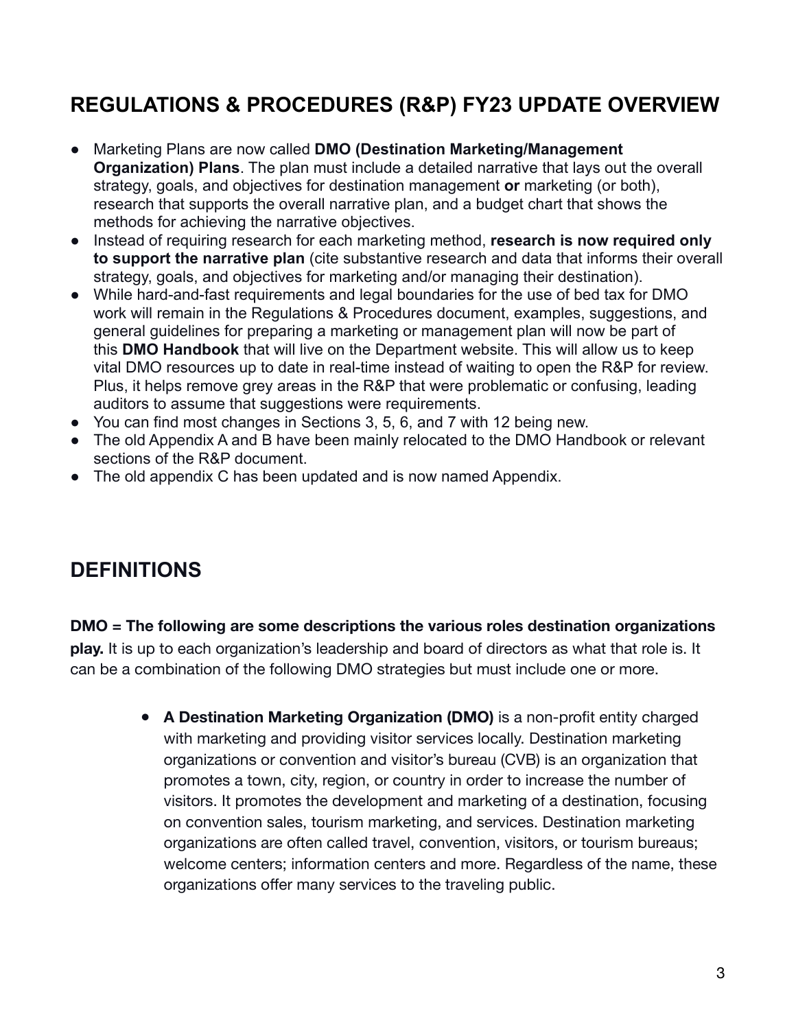## REGULATIONS & PROCEDURES (R&P) FY23 UPDATE OVERVIEW

- Marketing Plans are now called **DMO (Destination Marketing/Management Organization) Plans**. The plan must include a detailed narrative that lays out the overall strategy, goals, and objectives for destination management **or** marketing (or both), research that supports the overall narrative plan, and a budget chart that shows the methods for achieving the narrative objectives.
- Instead of requiring research for each marketing method, **research is now required only to support the narrative plan** (cite substantive research and data that informs their overall strategy, goals, and objectives for marketing and/or managing their destination).
- While hard-and-fast requirements and legal boundaries for the use of bed tax for DMO work will remain in the Regulations & Procedures document, examples, suggestions, and general guidelines for preparing a marketing or management plan will now be part of this **DMO Handbook** that will live on the Department website. This will allow us to keep vital DMO resources up to date in real-time instead of waiting to open the R&P for review. Plus, it helps remove grey areas in the R&P that were problematic or confusing, leading auditors to assume that suggestions were requirements.
- You can find most changes in Sections 3, 5, 6, and 7 with 12 being new.
- The old Appendix A and B have been mainly relocated to the DMO Handbook or relevant sections of the R&P document.
- The old appendix C has been updated and is now named Appendix.

## DEFINITIONS

**DMO = The following are some descriptions the various roles destination organizations play.** It is up to each organization's leadership and board of directors as what that role is. It can be a combination of the following DMO strategies but must include one or more.

- **A Destination Marketing Organization (DMO)** is a non-profit entity charged with marketing and providing visitor services locally. Destination marketing organizations or convention and visitor's bureau (CVB) is an organization that promotes a town, city, region, or country in order to increase the number of visitors. It promotes the development and marketing of a destination, focusing on convention sales, tourism marketing, and services. Destination marketing organizations are often called travel, convention, visitors, or tourism bureaus; welcome centers; information centers and more. Regardless of the name, these organizations offer many services to the traveling public.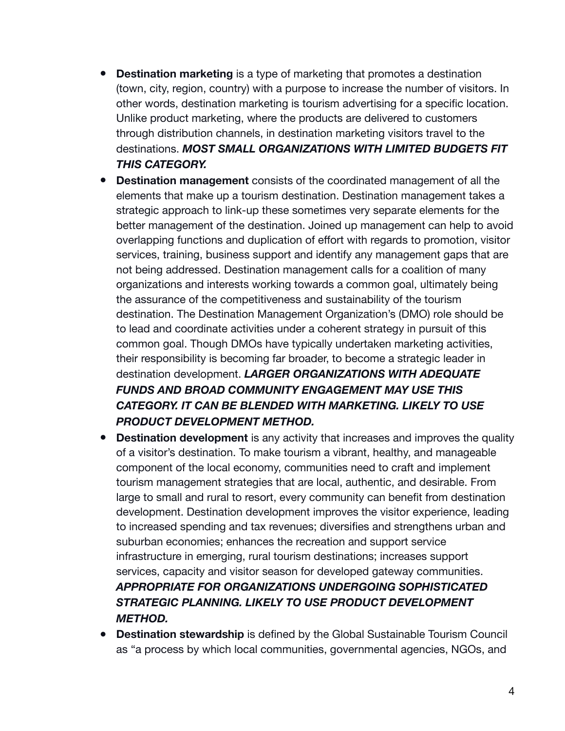- **Destination marketing** is a type of marketing that promotes a destination (town, city, region, country) with a purpose to increase the number of visitors. In other words, destination marketing is tourism advertising for a specific location. Unlike product marketing, where the products are delivered to customers through distribution channels, in destination marketing visitors travel to the destinations. ***MOST SMALL ORGANIZATIONS WITH LIMITED BUDGETS FIT THIS CATEGORY.***
- **Destination management** consists of the coordinated management of all the elements that make up a tourism destination. Destination management takes a strategic approach to link-up these sometimes very separate elements for the better management of the destination. Joined up management can help to avoid overlapping functions and duplication of effort with regards to promotion, visitor services, training, business support and identify any management gaps that are not being addressed. Destination management calls for a coalition of many organizations and interests working towards a common goal, ultimately being the assurance of the competitiveness and sustainability of the tourism destination. The Destination Management Organization's (DMO) role should be to lead and coordinate activities under a coherent strategy in pursuit of this common goal. Though DMOs have typically undertaken marketing activities, their responsibility is becoming far broader, to become a strategic leader in destination development. ***LARGER ORGANIZATIONS WITH ADEQUATE FUNDS AND BROAD COMMUNITY ENGAGEMENT MAY USE THIS CATEGORY. IT CAN BE BLENDED WITH MARKETING. LIKELY TO USE PRODUCT DEVELOPMENT METHOD.***
- **Destination development** is any activity that increases and improves the quality of a visitor's destination. To make tourism a vibrant, healthy, and manageable component of the local economy, communities need to craft and implement tourism management strategies that are local, authentic, and desirable. From large to small and rural to resort, every community can benefit from destination development. Destination development improves the visitor experience, leading to increased spending and tax revenues; diversifies and strengthens urban and suburban economies; enhances the recreation and support service infrastructure in emerging, rural tourism destinations; increases support services, capacity and visitor season for developed gateway communities. ***APPROPRIATE FOR ORGANIZATIONS UNDERGOING SOPHISTICATED STRATEGIC PLANNING. LIKELY TO USE PRODUCT DEVELOPMENT METHOD.***
- **Destination stewardship** is defined by the Global Sustainable Tourism Council as "a process by which local communities, governmental agencies, NGOs, and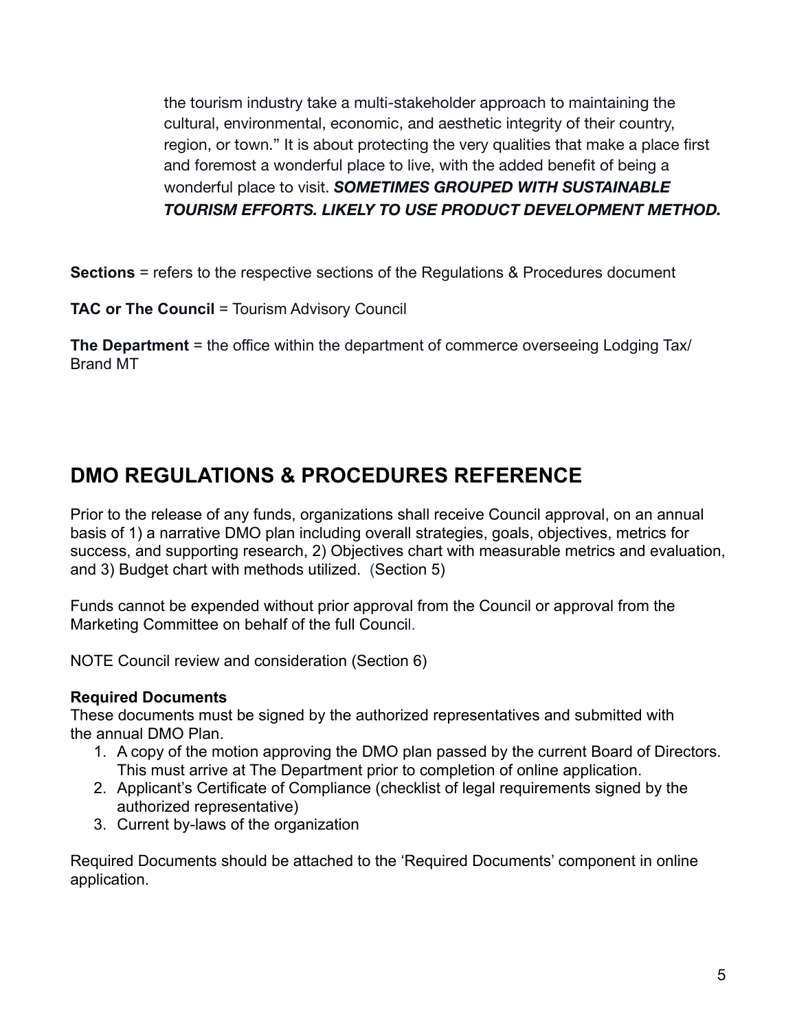the tourism industry take a multi-stakeholder approach to maintaining the cultural, environmental, economic, and aesthetic integrity of their country, region, or town." It is about protecting the very qualities that make a place first and foremost a wonderful place to live, with the added benefit of being a wonderful place to visit. ***SOMETIMES GROUPED WITH SUSTAINABLE TOURISM EFFORTS. LIKELY TO USE PRODUCT DEVELOPMENT METHOD.***

**Sections** = refers to the respective sections of the Regulations & Procedures document

**TAC or The Council** = Tourism Advisory Council

**The Department** = the office within the department of commerce overseeing Lodging Tax/ Brand MT

## DMO REGULATIONS & PROCEDURES REFERENCE

Prior to the release of any funds, organizations shall receive Council approval, on an annual basis of 1) a narrative DMO plan including overall strategies, goals, objectives, metrics for success, and supporting research, 2) Objectives chart with measurable metrics and evaluation, and 3) Budget chart with methods utilized. (Section 5)

Funds cannot be expended without prior approval from the Council or approval from the Marketing Committee on behalf of the full Council.

NOTE Council review and consideration (Section 6)

**Required Documents**
These documents must be signed by the authorized representatives and submitted with the annual DMO Plan.

1. A copy of the motion approving the DMO plan passed by the current Board of Directors. This must arrive at The Department prior to completion of online application.
2. Applicant's Certificate of Compliance (checklist of legal requirements signed by the authorized representative)
3. Current by-laws of the organization

Required Documents should be attached to the 'Required Documents' component in online application.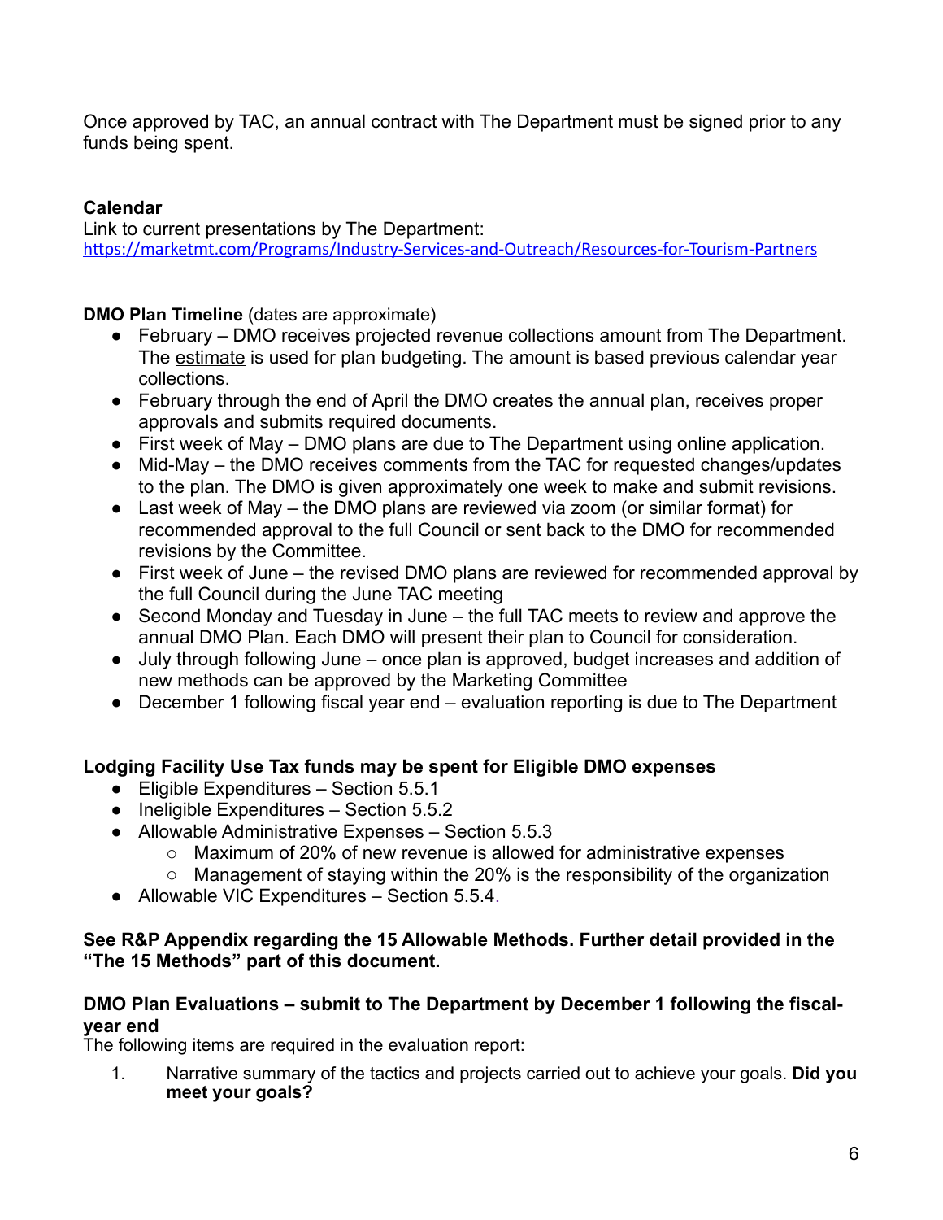Once approved by TAC, an annual contract with The Department must be signed prior to any funds being spent.

**Calendar**
Link to current presentations by The Department:
https://marketmt.com/Programs/Industry-Services-and-Outreach/Resources-for-Tourism-Partners

**DMO Plan Timeline** (dates are approximate)

- February – DMO receives projected revenue collections amount from The Department. The estimate is used for plan budgeting. The amount is based previous calendar year collections.
- February through the end of April the DMO creates the annual plan, receives proper approvals and submits required documents.
- First week of May – DMO plans are due to The Department using online application.
- Mid-May – the DMO receives comments from the TAC for requested changes/updates to the plan. The DMO is given approximately one week to make and submit revisions.
- Last week of May – the DMO plans are reviewed via zoom (or similar format) for recommended approval to the full Council or sent back to the DMO for recommended revisions by the Committee.
- First week of June – the revised DMO plans are reviewed for recommended approval by the full Council during the June TAC meeting
- Second Monday and Tuesday in June – the full TAC meets to review and approve the annual DMO Plan. Each DMO will present their plan to Council for consideration.
- July through following June – once plan is approved, budget increases and addition of new methods can be approved by the Marketing Committee
- December 1 following fiscal year end – evaluation reporting is due to The Department

**Lodging Facility Use Tax funds may be spent for Eligible DMO expenses**

- Eligible Expenditures – Section 5.5.1
- Ineligible Expenditures – Section 5.5.2
- Allowable Administrative Expenses – Section 5.5.3
  - Maximum of 20% of new revenue is allowed for administrative expenses
  - Management of staying within the 20% is the responsibility of the organization
- Allowable VIC Expenditures – Section 5.5.4.

**See R&P Appendix regarding the 15 Allowable Methods. Further detail provided in the "The 15 Methods" part of this document.**

**DMO Plan Evaluations – submit to The Department by December 1 following the fiscal-year end**
The following items are required in the evaluation report:

1. Narrative summary of the tactics and projects carried out to achieve your goals. **Did you meet your goals?**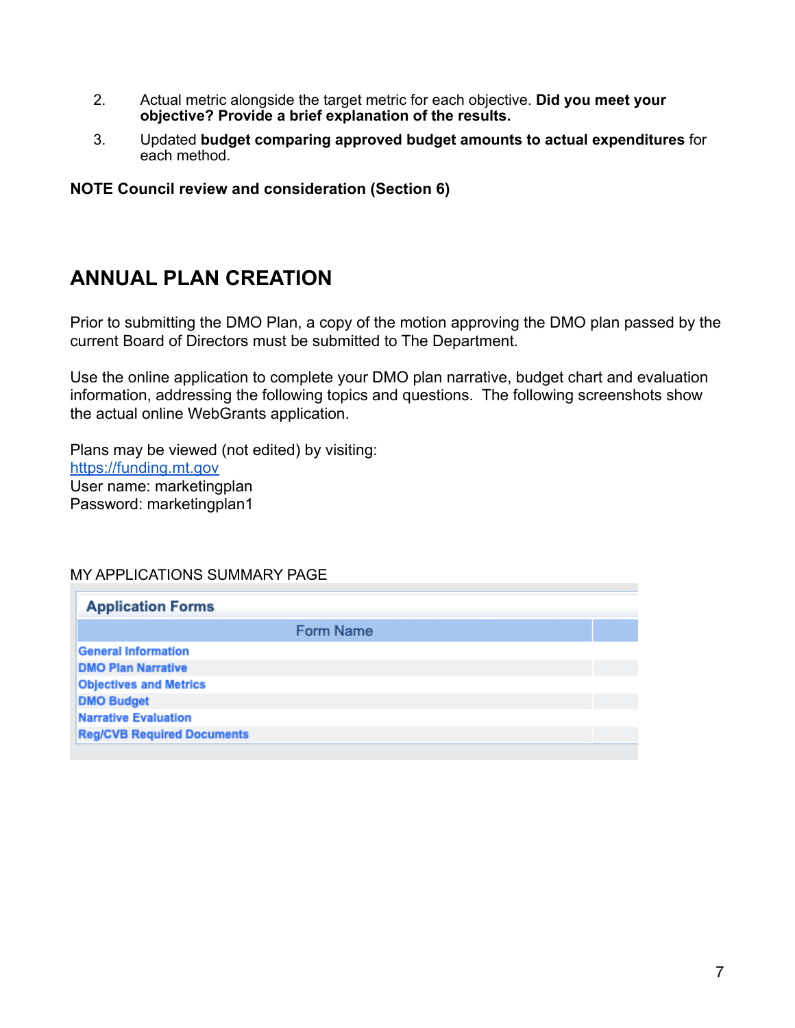2. Actual metric alongside the target metric for each objective. **Did you meet your objective? Provide a brief explanation of the results.**
3. Updated **budget comparing approved budget amounts to actual expenditures** for each method.

**NOTE Council review and consideration (Section 6)**

## ANNUAL PLAN CREATION

Prior to submitting the DMO Plan, a copy of the motion approving the DMO plan passed by the current Board of Directors must be submitted to The Department.

Use the online application to complete your DMO plan narrative, budget chart and evaluation information, addressing the following topics and questions. The following screenshots show the actual online WebGrants application.

Plans may be viewed (not edited) by visiting:
[https://funding.mt.gov](https://funding.mt.gov)
User name: marketingplan
Password: marketingplan1

MY APPLICATIONS SUMMARY PAGE

**Application Forms**

| Form Name | |
|---|---|
| General Information | |
| DMO Plan Narrative | |
| Objectives and Metrics | |
| DMO Budget | |
| Narrative Evaluation | |
| Reg/CVB Required Documents | |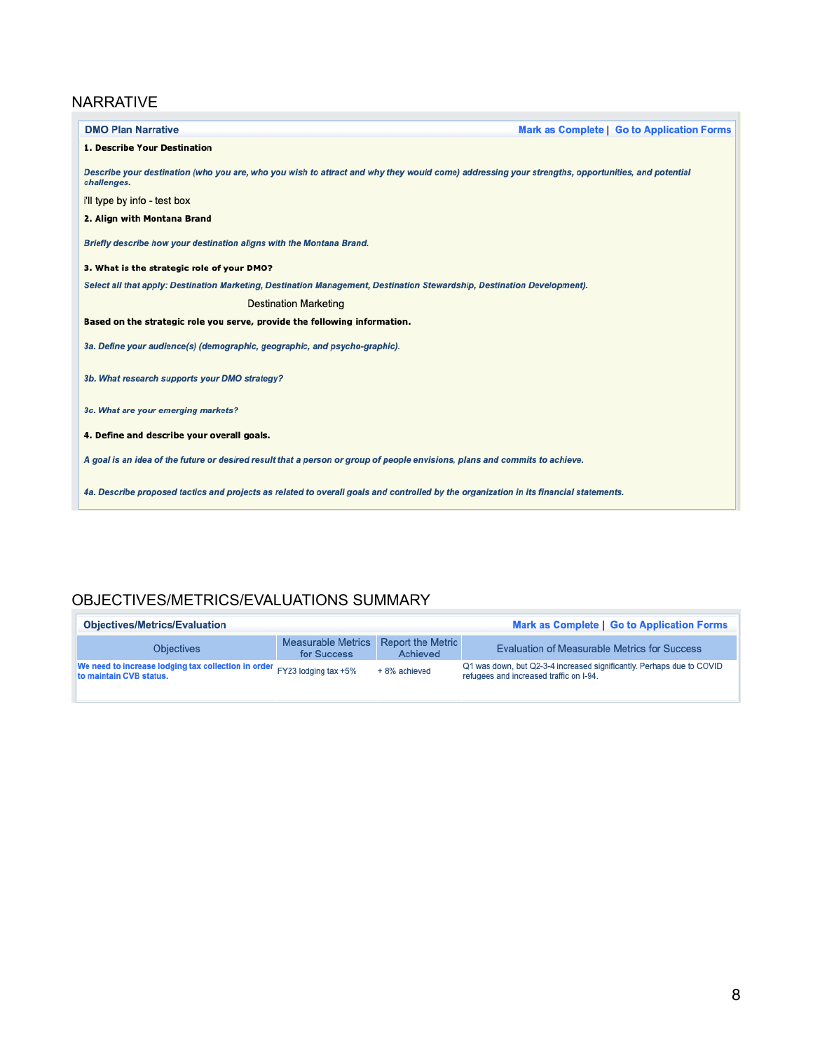## NARRATIVE

**DMO Plan Narrative** — Mark as Complete | Go to Application Forms

**1. Describe Your Destination**

*Describe your destination (who you are, who you wish to attract and why they would come) addressing your strengths, opportunities, and potential challenges.*

i'll type by info - test box

**2. Align with Montana Brand**

*Briefly describe how your destination aligns with the Montana Brand.*

**3. What is the strategic role of your DMO?**

*Select all that apply: Destination Marketing, Destination Management, Destination Stewardship, Destination Development).*

Destination Marketing

**Based on the strategic role you serve, provide the following information.**

*3a. Define your audience(s) (demographic, geographic, and psycho-graphic).*

*3b. What research supports your DMO strategy?*

*3c. What are your emerging markets?*

**4. Define and describe your overall goals.**

*A goal is an idea of the future or desired result that a person or group of people envisions, plans and commits to achieve.*

*4a. Describe proposed tactics and projects as related to overall goals and controlled by the organization in its financial statements.*

## OBJECTIVES/METRICS/EVALUATIONS SUMMARY

**Objectives/Metrics/Evaluation** — Mark as Complete | Go to Application Forms

| Objectives | Measurable Metrics for Success | Report the Metric Achieved | Evaluation of Measurable Metrics for Success |
|---|---|---|---|
| **We need to increase lodging tax collection in order to maintain CVB status.** | FY23 lodging tax +5% | + 8% achieved | Q1 was down, but Q2-3-4 increased significantly. Perhaps due to COVID refugees and increased traffic on I-94. |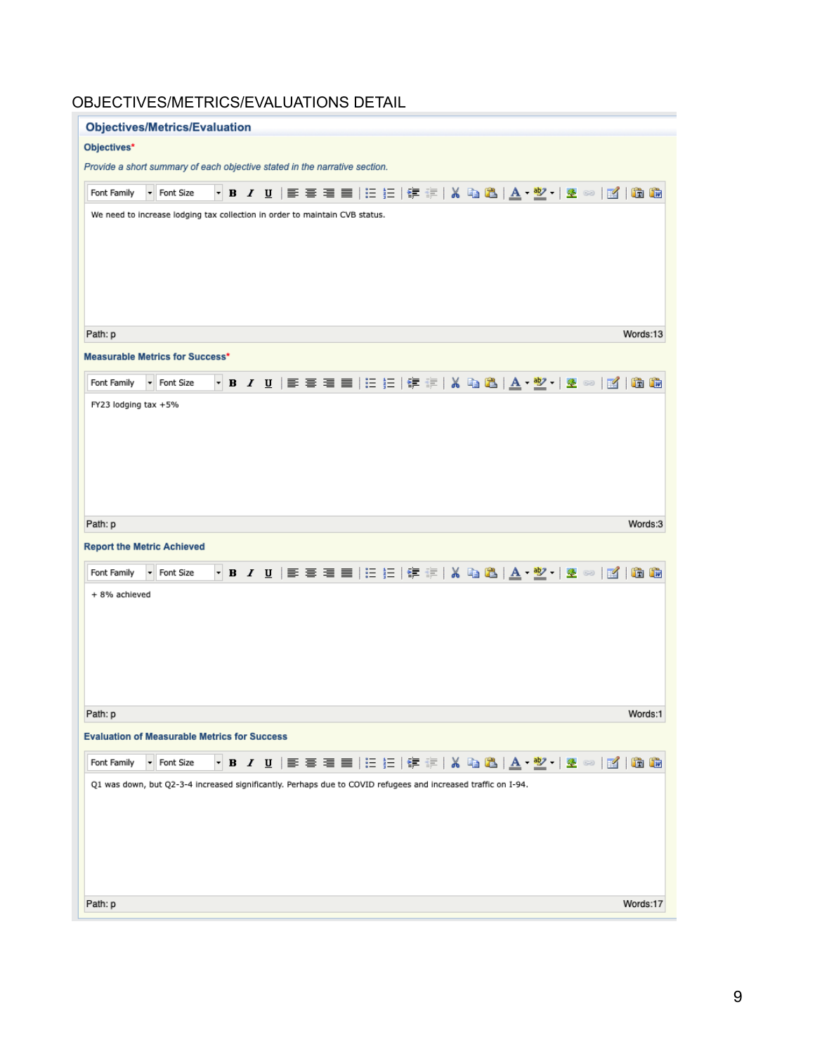# OBJECTIVES/METRICS/EVALUATIONS DETAIL

## Objectives/Metrics/Evaluation

**Objectives***

*Provide a short summary of each objective stated in the narrative section.*

We need to increase lodging tax collection in order to maintain CVB status.

Path: p — Words:13

**Measurable Metrics for Success***

FY23 lodging tax +5%

Path: p — Words:3

**Report the Metric Achieved**

+ 8% achieved

Path: p — Words:1

**Evaluation of Measurable Metrics for Success**

Q1 was down, but Q2-3-4 increased significantly. Perhaps due to COVID refugees and increased traffic on I-94.

Path: p — Words:17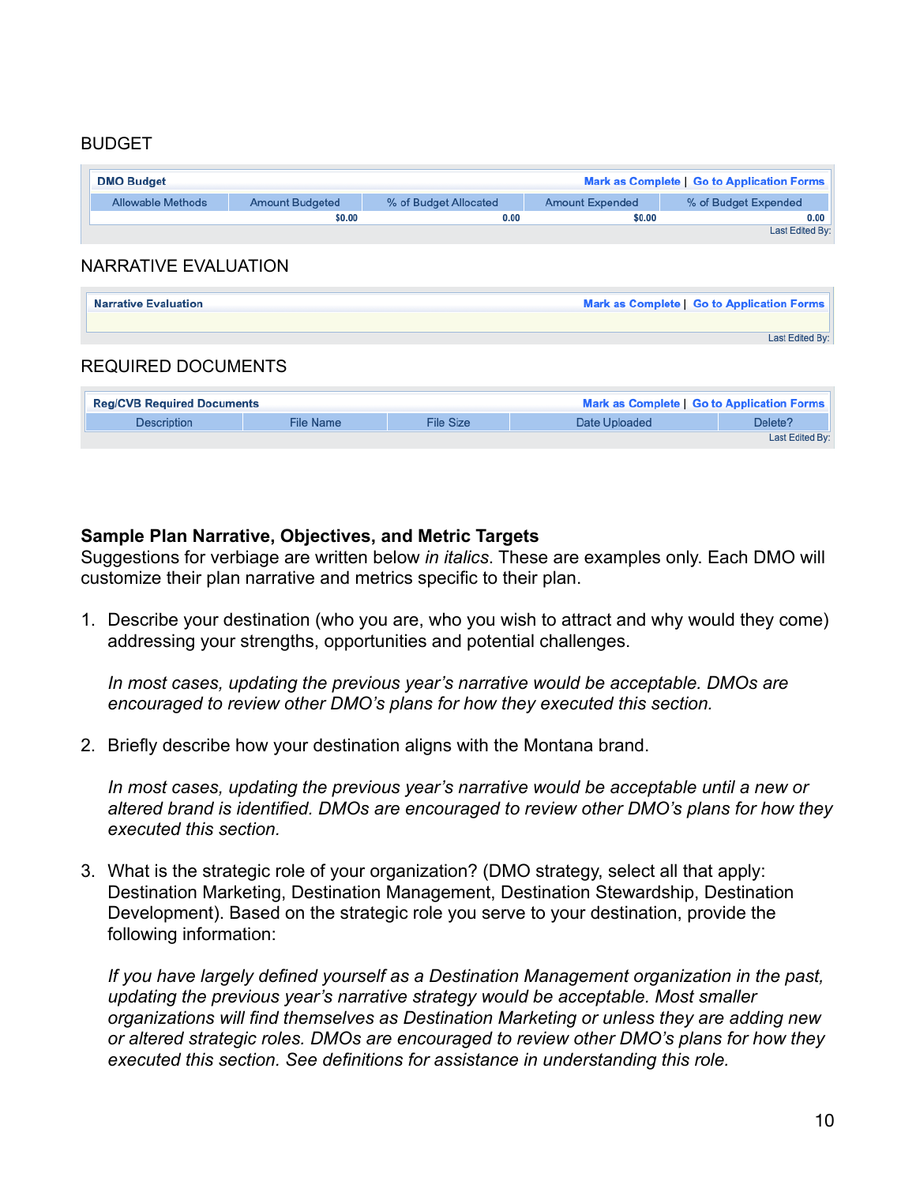BUDGET

| DMO Budget | | | | Mark as Complete \| Go to Application Forms |
|---|---|---|---|---|
| Allowable Methods | Amount Budgeted | % of Budget Allocated | Amount Expended | % of Budget Expended |
| | $0.00 | 0.00 | $0.00 | 0.00 |

Last Edited By:

NARRATIVE EVALUATION

| Narrative Evaluation | Mark as Complete \| Go to Application Forms |
|---|---|
| | |

Last Edited By:

REQUIRED DOCUMENTS

| Reg/CVB Required Documents | | | | Mark as Complete \| Go to Application Forms |
|---|---|---|---|---|
| Description | File Name | File Size | Date Uploaded | Delete? |

Last Edited By:

**Sample Plan Narrative, Objectives, and Metric Targets**
Suggestions for verbiage are written below *in italics*. These are examples only. Each DMO will customize their plan narrative and metrics specific to their plan.

1. Describe your destination (who you are, who you wish to attract and why would they come) addressing your strengths, opportunities and potential challenges.

   *In most cases, updating the previous year's narrative would be acceptable. DMOs are encouraged to review other DMO's plans for how they executed this section.*

2. Briefly describe how your destination aligns with the Montana brand.

   *In most cases, updating the previous year's narrative would be acceptable until a new or altered brand is identified. DMOs are encouraged to review other DMO's plans for how they executed this section.*

3. What is the strategic role of your organization? (DMO strategy, select all that apply: Destination Marketing, Destination Management, Destination Stewardship, Destination Development). Based on the strategic role you serve to your destination, provide the following information:

   *If you have largely defined yourself as a Destination Management organization in the past, updating the previous year's narrative strategy would be acceptable. Most smaller organizations will find themselves as Destination Marketing or unless they are adding new or altered strategic roles. DMOs are encouraged to review other DMO's plans for how they executed this section. See definitions for assistance in understanding this role.*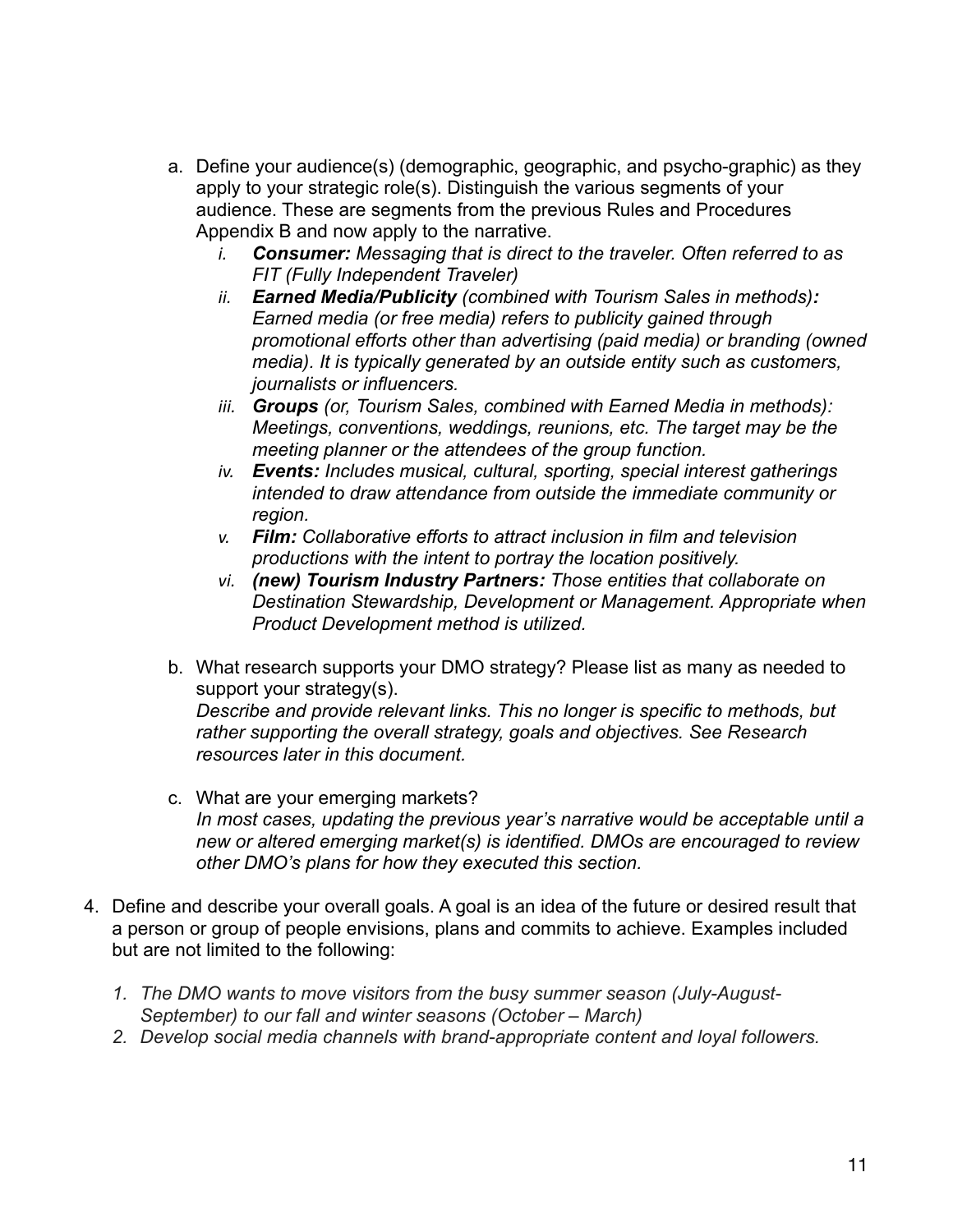a. Define your audience(s) (demographic, geographic, and psycho-graphic) as they apply to your strategic role(s). Distinguish the various segments of your audience. These are segments from the previous Rules and Procedures Appendix B and now apply to the narrative.
   i. ***Consumer:*** *Messaging that is direct to the traveler. Often referred to as FIT (Fully Independent Traveler)*
   ii. ***Earned Media/Publicity*** *(combined with Tourism Sales in methods)**:*** *Earned media (or free media) refers to publicity gained through promotional efforts other than advertising (paid media) or branding (owned media). It is typically generated by an outside entity such as customers, journalists or influencers.*
   iii. ***Groups*** *(or, Tourism Sales, combined with Earned Media in methods): Meetings, conventions, weddings, reunions, etc. The target may be the meeting planner or the attendees of the group function.*
   iv. ***Events:*** *Includes musical, cultural, sporting, special interest gatherings intended to draw attendance from outside the immediate community or region.*
   v. ***Film:*** *Collaborative efforts to attract inclusion in film and television productions with the intent to portray the location positively.*
   vi. ***(new) Tourism Industry Partners:*** *Those entities that collaborate on Destination Stewardship, Development or Management. Appropriate when Product Development method is utilized.*

b. What research supports your DMO strategy? Please list as many as needed to support your strategy(s).
   *Describe and provide relevant links. This no longer is specific to methods, but rather supporting the overall strategy, goals and objectives. See Research resources later in this document.*

c. What are your emerging markets?
   *In most cases, updating the previous year's narrative would be acceptable until a new or altered emerging market(s) is identified. DMOs are encouraged to review other DMO's plans for how they executed this section.*

4. Define and describe your overall goals. A goal is an idea of the future or desired result that a person or group of people envisions, plans and commits to achieve. Examples included but are not limited to the following:

   1. *The DMO wants to move visitors from the busy summer season (July-August-September) to our fall and winter seasons (October – March)*
   2. *Develop social media channels with brand-appropriate content and loyal followers.*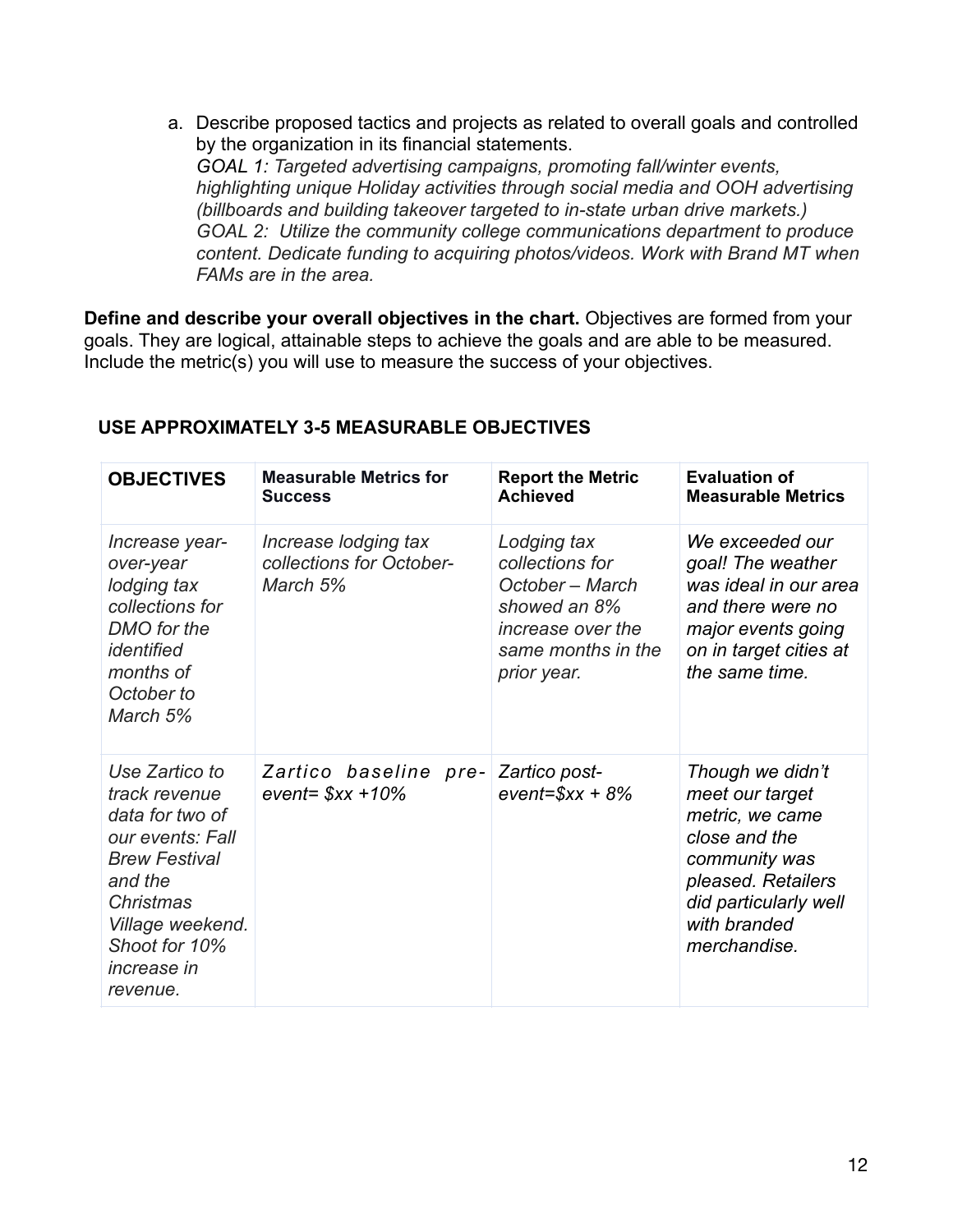a. Describe proposed tactics and projects as related to overall goals and controlled by the organization in its financial statements.
   *GOAL 1: Targeted advertising campaigns, promoting fall/winter events, highlighting unique Holiday activities through social media and OOH advertising (billboards and building takeover targeted to in-state urban drive markets.)*
   *GOAL 2: Utilize the community college communications department to produce content. Dedicate funding to acquiring photos/videos. Work with Brand MT when FAMs are in the area.*

**Define and describe your overall objectives in the chart.** Objectives are formed from your goals. They are logical, attainable steps to achieve the goals and are able to be measured. Include the metric(s) you will use to measure the success of your objectives.

**USE APPROXIMATELY 3-5 MEASURABLE OBJECTIVES**

| **OBJECTIVES** | **Measurable Metrics for Success** | **Report the Metric Achieved** | **Evaluation of Measurable Metrics** |
|---|---|---|---|
| *Increase year-over-year lodging tax collections for DMO for the identified months of October to March 5%* | *Increase lodging tax collections for October-March 5%* | *Lodging tax collections for October – March showed an 8% increase over the same months in the prior year.* | *We exceeded our goal! The weather was ideal in our area and there were no major events going on in target cities at the same time.* |
| *Use Zartico to track revenue data for two of our events: Fall Brew Festival and the Christmas Village weekend. Shoot for 10% increase in revenue.* | *Zartico baseline pre-event= $xx +10%* | *Zartico post-event=$xx + 8%* | *Though we didn't meet our target metric, we came close and the community was pleased. Retailers did particularly well with branded merchandise.* |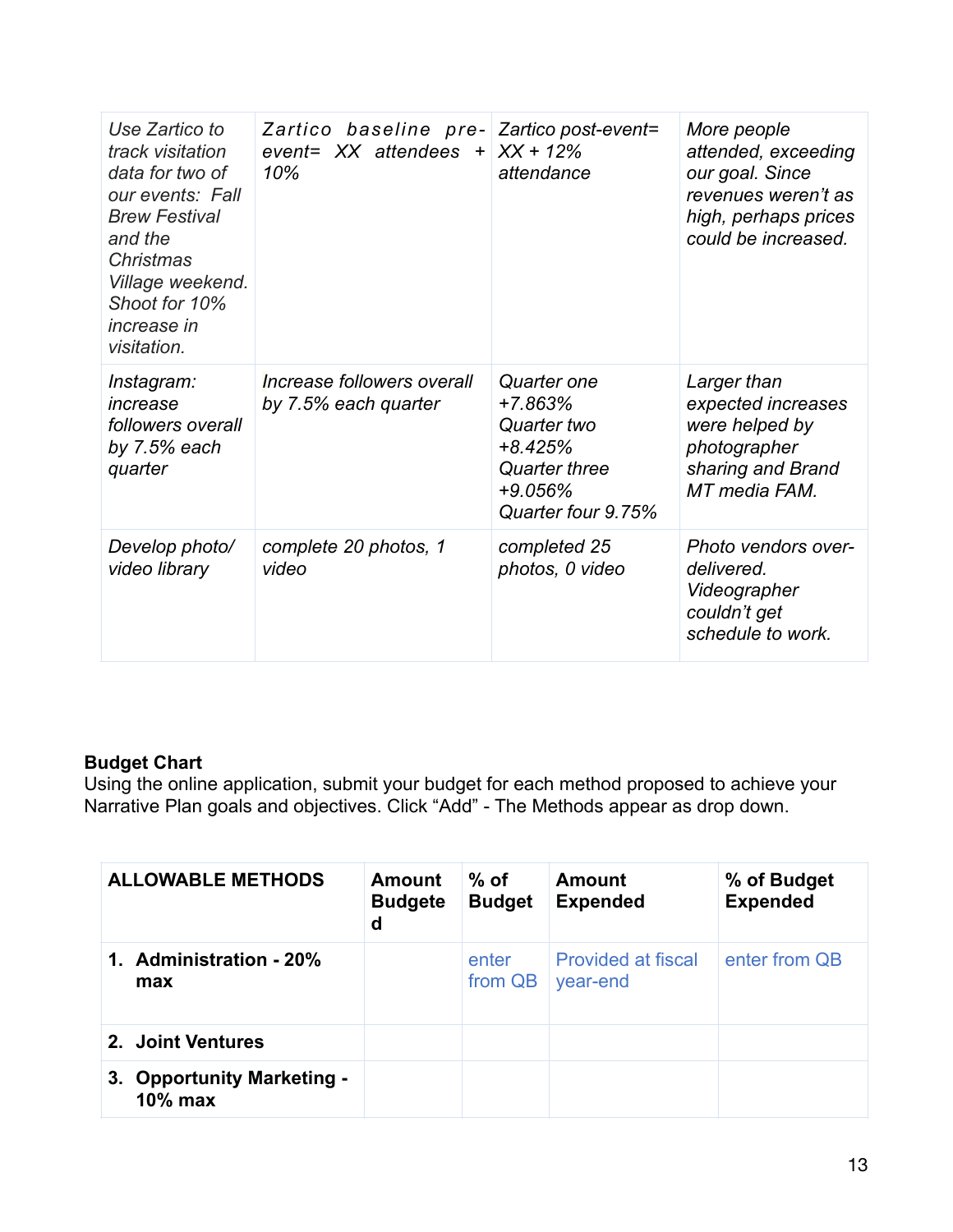| *Use Zartico to track visitation data for two of our events: Fall Brew Festival and the Christmas Village weekend. Shoot for 10% increase in visitation.* | *Zartico baseline pre-event= XX attendees + 10%* | *Zartico post-event= XX + 12% attendance* | *More people attended, exceeding our goal. Since revenues weren't as high, perhaps prices could be increased.* |
|---|---|---|---|
| *Instagram: increase followers overall by 7.5% each quarter* | *Increase followers overall by 7.5% each quarter* | *Quarter one +7.863% Quarter two +8.425% Quarter three +9.056% Quarter four 9.75%* | *Larger than expected increases were helped by photographer sharing and Brand MT media FAM.* |
| *Develop photo/ video library* | *complete 20 photos, 1 video* | *completed 25 photos, 0 video* | *Photo vendors over-delivered. Videographer couldn't get schedule to work.* |

**Budget Chart**
Using the online application, submit your budget for each method proposed to achieve your Narrative Plan goals and objectives. Click "Add" - The Methods appear as drop down.

| ALLOWABLE METHODS | Amount Budgeted | % of Budget | Amount Expended | % of Budget Expended |
|---|---|---|---|---|
| 1. **Administration - 20% max** | | enter from QB | Provided at fiscal year-end | enter from QB |
| 2. **Joint Ventures** | | | | |
| 3. **Opportunity Marketing - 10% max** | | | | |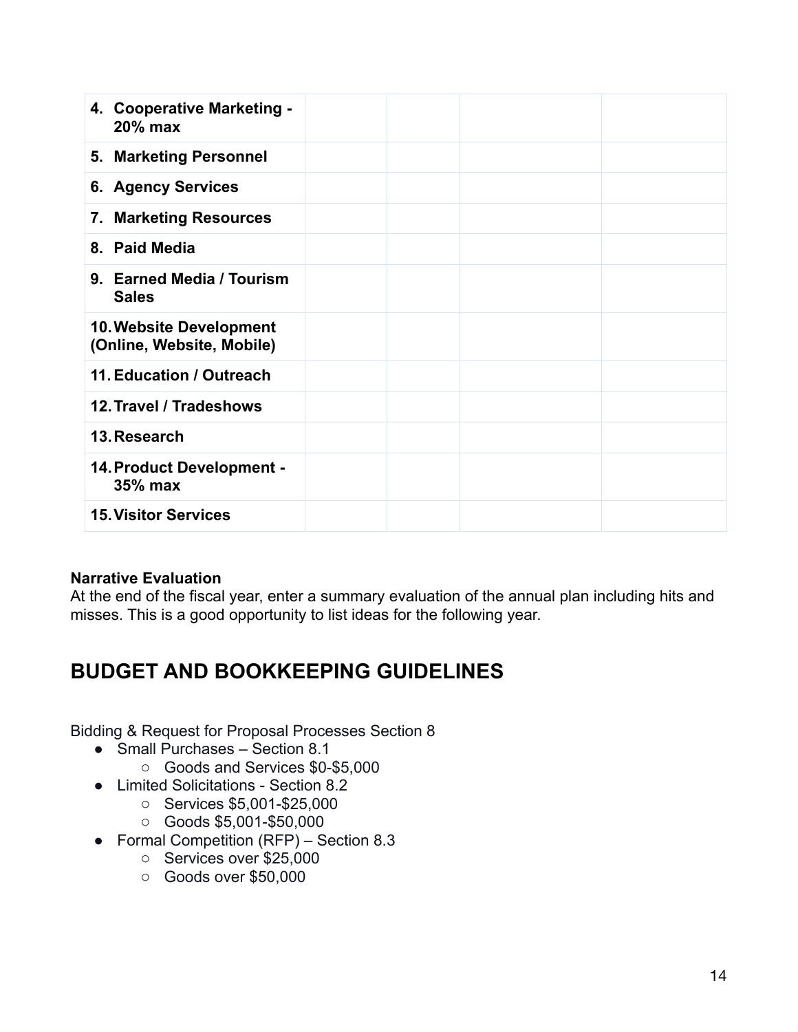| | | | | |
|---|---|---|---|---|
| **4. Cooperative Marketing - 20% max** | | | | |
| **5. Marketing Personnel** | | | | |
| **6. Agency Services** | | | | |
| **7. Marketing Resources** | | | | |
| **8. Paid Media** | | | | |
| **9. Earned Media / Tourism Sales** | | | | |
| **10. Website Development (Online, Website, Mobile)** | | | | |
| **11. Education / Outreach** | | | | |
| **12. Travel / Tradeshows** | | | | |
| **13. Research** | | | | |
| **14. Product Development - 35% max** | | | | |
| **15. Visitor Services** | | | | |

**Narrative Evaluation**
At the end of the fiscal year, enter a summary evaluation of the annual plan including hits and misses. This is a good opportunity to list ideas for the following year.

## BUDGET AND BOOKKEEPING GUIDELINES

Bidding & Request for Proposal Processes Section 8

- Small Purchases – Section 8.1
  - Goods and Services $0-$5,000
- Limited Solicitations - Section 8.2
  - Services $5,001-$25,000
  - Goods $5,001-$50,000
- Formal Competition (RFP) – Section 8.3
  - Services over $25,000
  - Goods over $50,000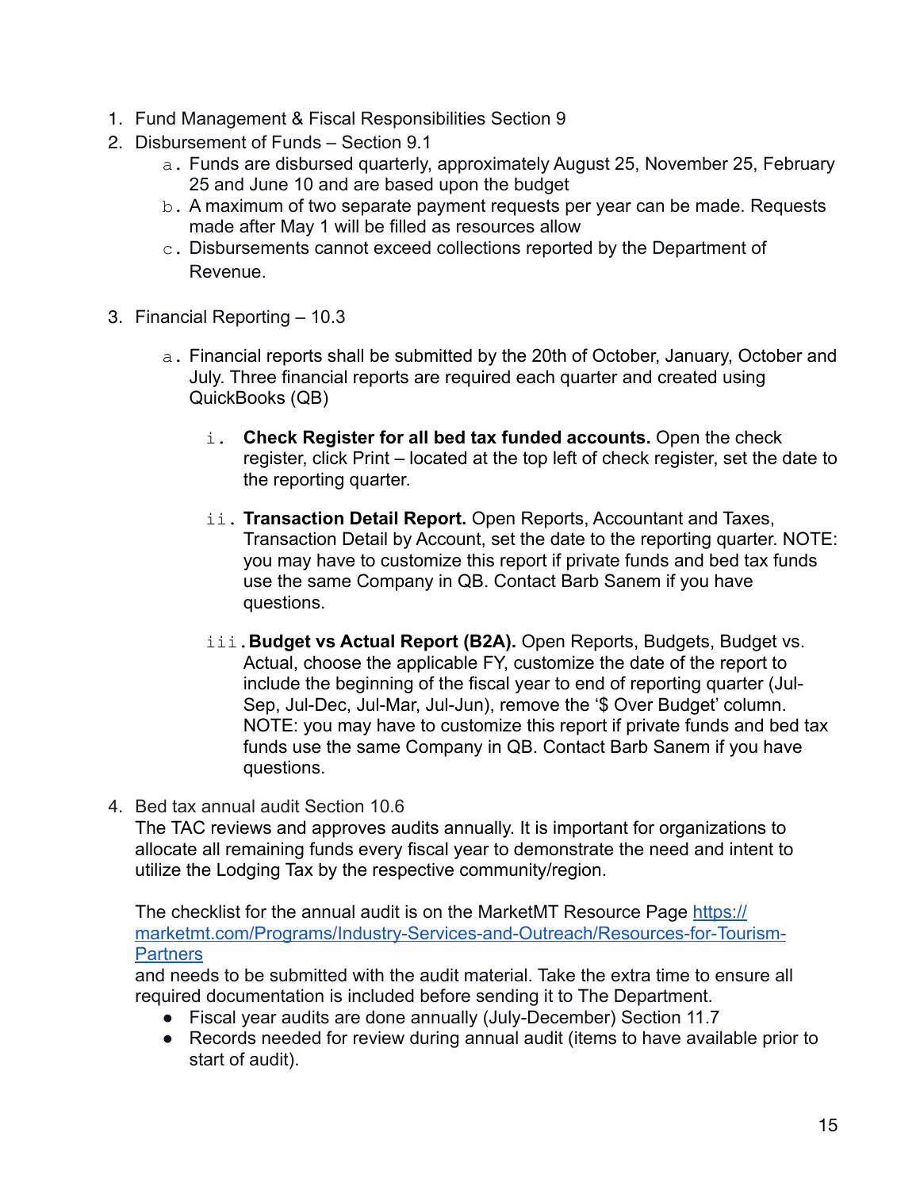1. Fund Management & Fiscal Responsibilities Section 9
2. Disbursement of Funds – Section 9.1
    a. Funds are disbursed quarterly, approximately August 25, November 25, February 25 and June 10 and are based upon the budget
    b. A maximum of two separate payment requests per year can be made. Requests made after May 1 will be filled as resources allow
    c. Disbursements cannot exceed collections reported by the Department of Revenue.
3. Financial Reporting – 10.3
    a. Financial reports shall be submitted by the 20th of October, January, October and July. Three financial reports are required each quarter and created using QuickBooks (QB)
        i. **Check Register for all bed tax funded accounts.** Open the check register, click Print – located at the top left of check register, set the date to the reporting quarter.
        ii. **Transaction Detail Report.** Open Reports, Accountant and Taxes, Transaction Detail by Account, set the date to the reporting quarter. NOTE: you may have to customize this report if private funds and bed tax funds use the same Company in QB. Contact Barb Sanem if you have questions.
        iii. **Budget vs Actual Report (B2A).** Open Reports, Budgets, Budget vs. Actual, choose the applicable FY, customize the date of the report to include the beginning of the fiscal year to end of reporting quarter (Jul-Sep, Jul-Dec, Jul-Mar, Jul-Jun), remove the '$ Over Budget' column. NOTE: you may have to customize this report if private funds and bed tax funds use the same Company in QB. Contact Barb Sanem if you have questions.
4. Bed tax annual audit Section 10.6

    The TAC reviews and approves audits annually. It is important for organizations to allocate all remaining funds every fiscal year to demonstrate the need and intent to utilize the Lodging Tax by the respective community/region.

    The checklist for the annual audit is on the MarketMT Resource Page [https://marketmt.com/Programs/Industry-Services-and-Outreach/Resources-for-Tourism-Partners](https://marketmt.com/Programs/Industry-Services-and-Outreach/Resources-for-Tourism-Partners) and needs to be submitted with the audit material. Take the extra time to ensure all required documentation is included before sending it to The Department.

    - Fiscal year audits are done annually (July-December) Section 11.7
    - Records needed for review during annual audit (items to have available prior to start of audit).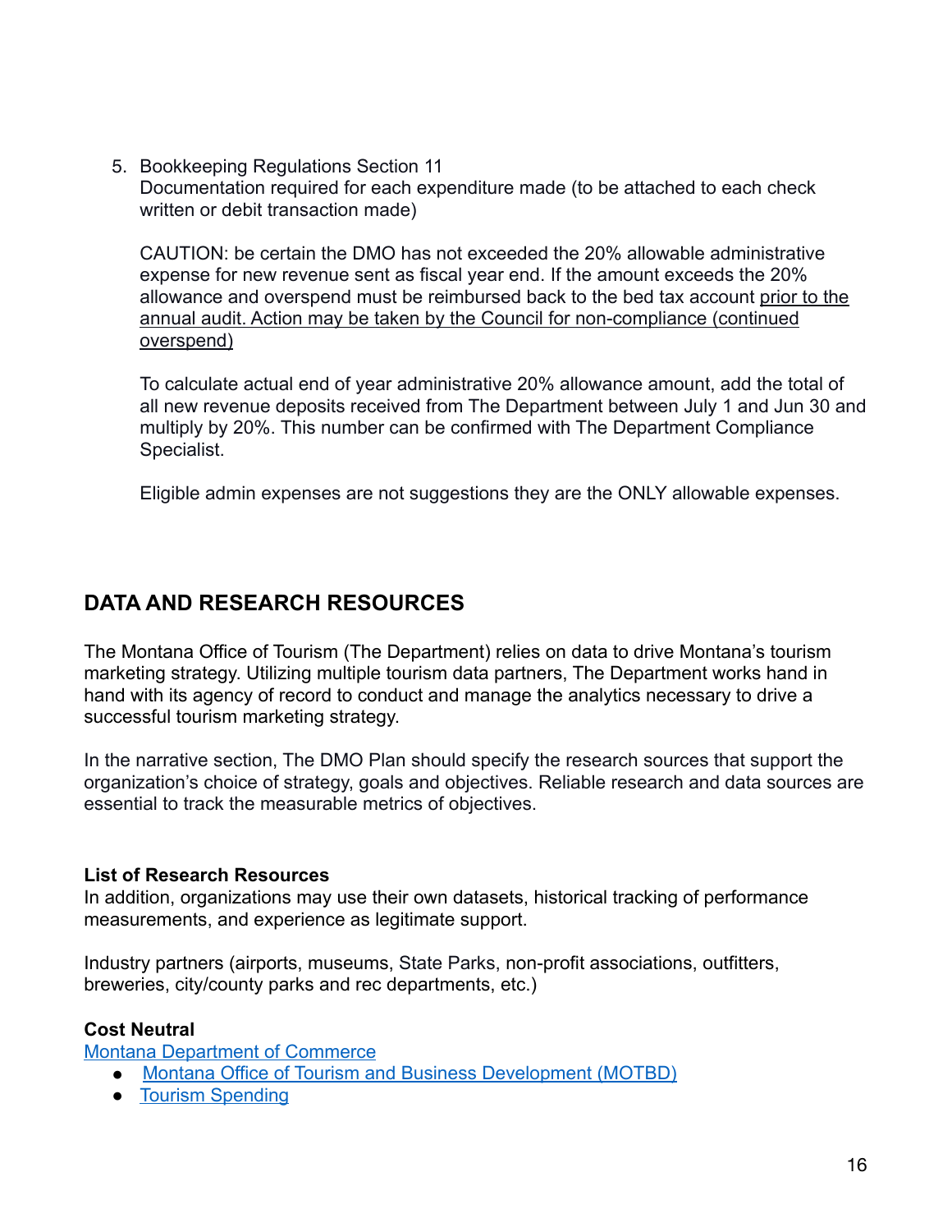5. Bookkeeping Regulations Section 11
   Documentation required for each expenditure made (to be attached to each check written or debit transaction made)

   CAUTION: be certain the DMO has not exceeded the 20% allowable administrative expense for new revenue sent as fiscal year end. If the amount exceeds the 20% allowance and overspend must be reimbursed back to the bed tax account prior to the annual audit. Action may be taken by the Council for non-compliance (continued overspend)

   To calculate actual end of year administrative 20% allowance amount, add the total of all new revenue deposits received from The Department between July 1 and Jun 30 and multiply by 20%. This number can be confirmed with The Department Compliance Specialist.

   Eligible admin expenses are not suggestions they are the ONLY allowable expenses.

## DATA AND RESEARCH RESOURCES

The Montana Office of Tourism (The Department) relies on data to drive Montana's tourism marketing strategy. Utilizing multiple tourism data partners, The Department works hand in hand with its agency of record to conduct and manage the analytics necessary to drive a successful tourism marketing strategy.

In the narrative section, The DMO Plan should specify the research sources that support the organization's choice of strategy, goals and objectives. Reliable research and data sources are essential to track the measurable metrics of objectives.

### List of Research Resources

In addition, organizations may use their own datasets, historical tracking of performance measurements, and experience as legitimate support.

Industry partners (airports, museums, State Parks, non-profit associations, outfitters, breweries, city/county parks and rec departments, etc.)

**Cost Neutral**

Montana Department of Commerce

- Montana Office of Tourism and Business Development (MOTBD)
- Tourism Spending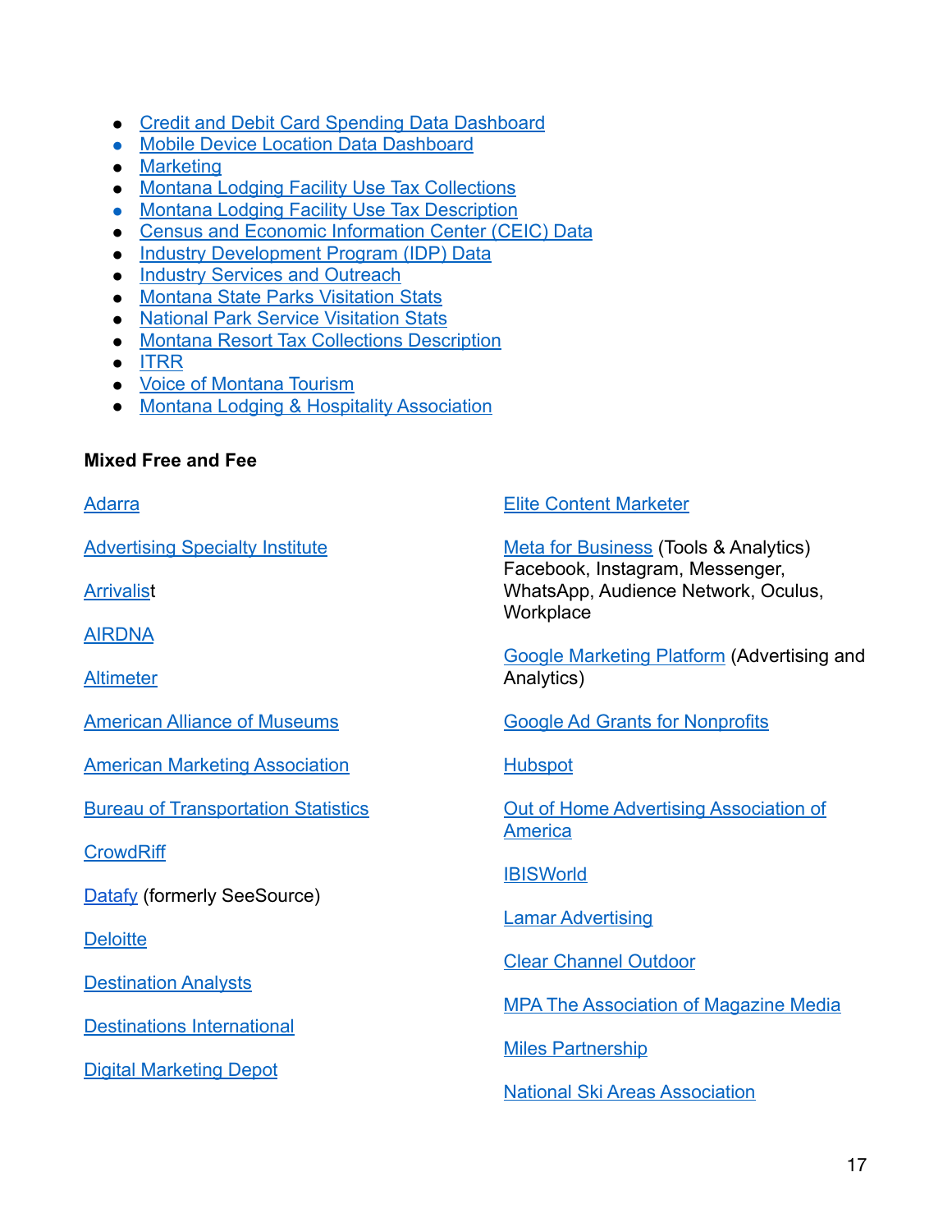- Credit and Debit Card Spending Data Dashboard
- Mobile Device Location Data Dashboard
- Marketing
- Montana Lodging Facility Use Tax Collections
- Montana Lodging Facility Use Tax Description
- Census and Economic Information Center (CEIC) Data
- Industry Development Program (IDP) Data
- Industry Services and Outreach
- Montana State Parks Visitation Stats
- National Park Service Visitation Stats
- Montana Resort Tax Collections Description
- ITRR
- Voice of Montana Tourism
- Montana Lodging & Hospitality Association

**Mixed Free and Fee**

Adarra

Advertising Specialty Institute

Arrivalist

AIRDNA

Altimeter

American Alliance of Museums

American Marketing Association

Bureau of Transportation Statistics

CrowdRiff

Datafy (formerly SeeSource)

Deloitte

Destination Analysts

Destinations International

Digital Marketing Depot

Elite Content Marketer

Meta for Business (Tools & Analytics) Facebook, Instagram, Messenger, WhatsApp, Audience Network, Oculus, Workplace

Google Marketing Platform (Advertising and Analytics)

Google Ad Grants for Nonprofits

Hubspot

Out of Home Advertising Association of America

IBISWorld

Lamar Advertising

Clear Channel Outdoor

MPA The Association of Magazine Media

Miles Partnership

National Ski Areas Association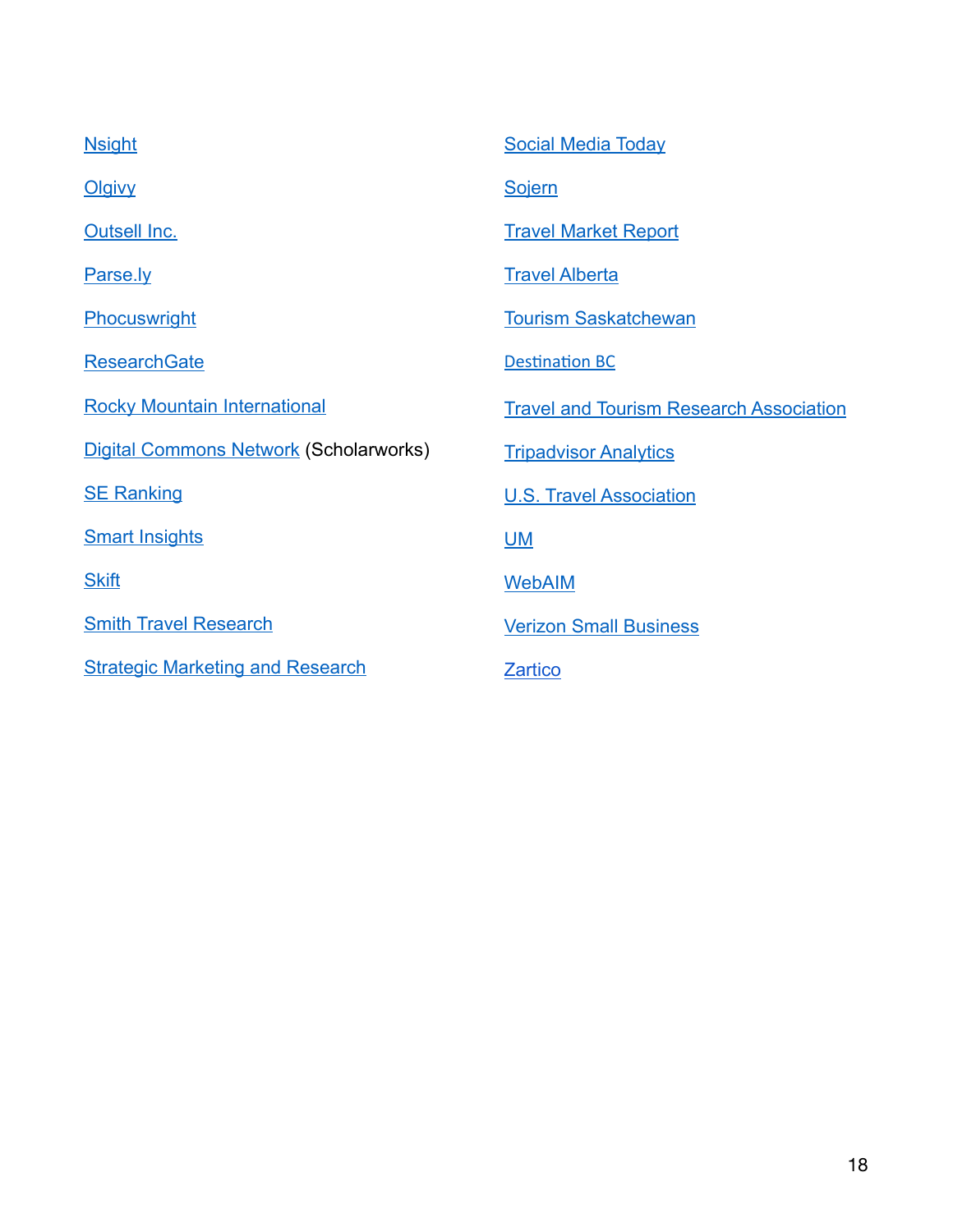Nsight

Olgivy

Outsell Inc.

Parse.ly

Phocuswright

ResearchGate

Rocky Mountain International

Digital Commons Network (Scholarworks)

SE Ranking

Smart Insights

Skift

Smith Travel Research

Strategic Marketing and Research

Social Media Today

Sojern

Travel Market Report

Travel Alberta

Tourism Saskatchewan

Destination BC

Travel and Tourism Research Association

Tripadvisor Analytics

U.S. Travel Association

UM

WebAIM

Verizon Small Business

Zartico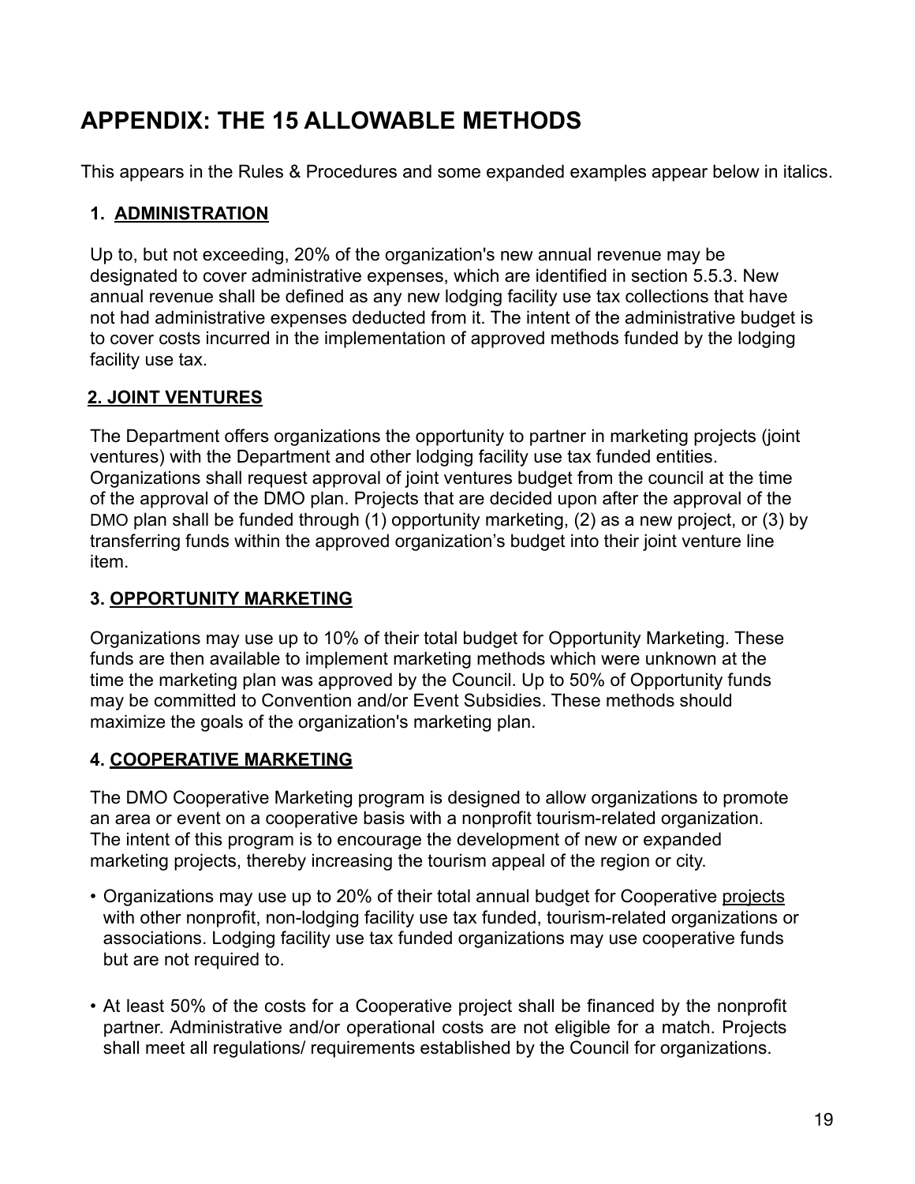# APPENDIX: THE 15 ALLOWABLE METHODS

This appears in the Rules & Procedures and some expanded examples appear below in italics.

## 1. ADMINISTRATION

Up to, but not exceeding, 20% of the organization's new annual revenue may be designated to cover administrative expenses, which are identified in section 5.5.3. New annual revenue shall be defined as any new lodging facility use tax collections that have not had administrative expenses deducted from it. The intent of the administrative budget is to cover costs incurred in the implementation of approved methods funded by the lodging facility use tax.

## 2. JOINT VENTURES

The Department offers organizations the opportunity to partner in marketing projects (joint ventures) with the Department and other lodging facility use tax funded entities. Organizations shall request approval of joint ventures budget from the council at the time of the approval of the DMO plan. Projects that are decided upon after the approval of the DMO plan shall be funded through (1) opportunity marketing, (2) as a new project, or (3) by transferring funds within the approved organization's budget into their joint venture line item.

## 3. OPPORTUNITY MARKETING

Organizations may use up to 10% of their total budget for Opportunity Marketing. These funds are then available to implement marketing methods which were unknown at the time the marketing plan was approved by the Council. Up to 50% of Opportunity funds may be committed to Convention and/or Event Subsidies. These methods should maximize the goals of the organization's marketing plan.

## 4. COOPERATIVE MARKETING

The DMO Cooperative Marketing program is designed to allow organizations to promote an area or event on a cooperative basis with a nonprofit tourism-related organization. The intent of this program is to encourage the development of new or expanded marketing projects, thereby increasing the tourism appeal of the region or city.

- Organizations may use up to 20% of their total annual budget for Cooperative projects with other nonprofit, non-lodging facility use tax funded, tourism-related organizations or associations. Lodging facility use tax funded organizations may use cooperative funds but are not required to.
- At least 50% of the costs for a Cooperative project shall be financed by the nonprofit partner. Administrative and/or operational costs are not eligible for a match. Projects shall meet all regulations/ requirements established by the Council for organizations.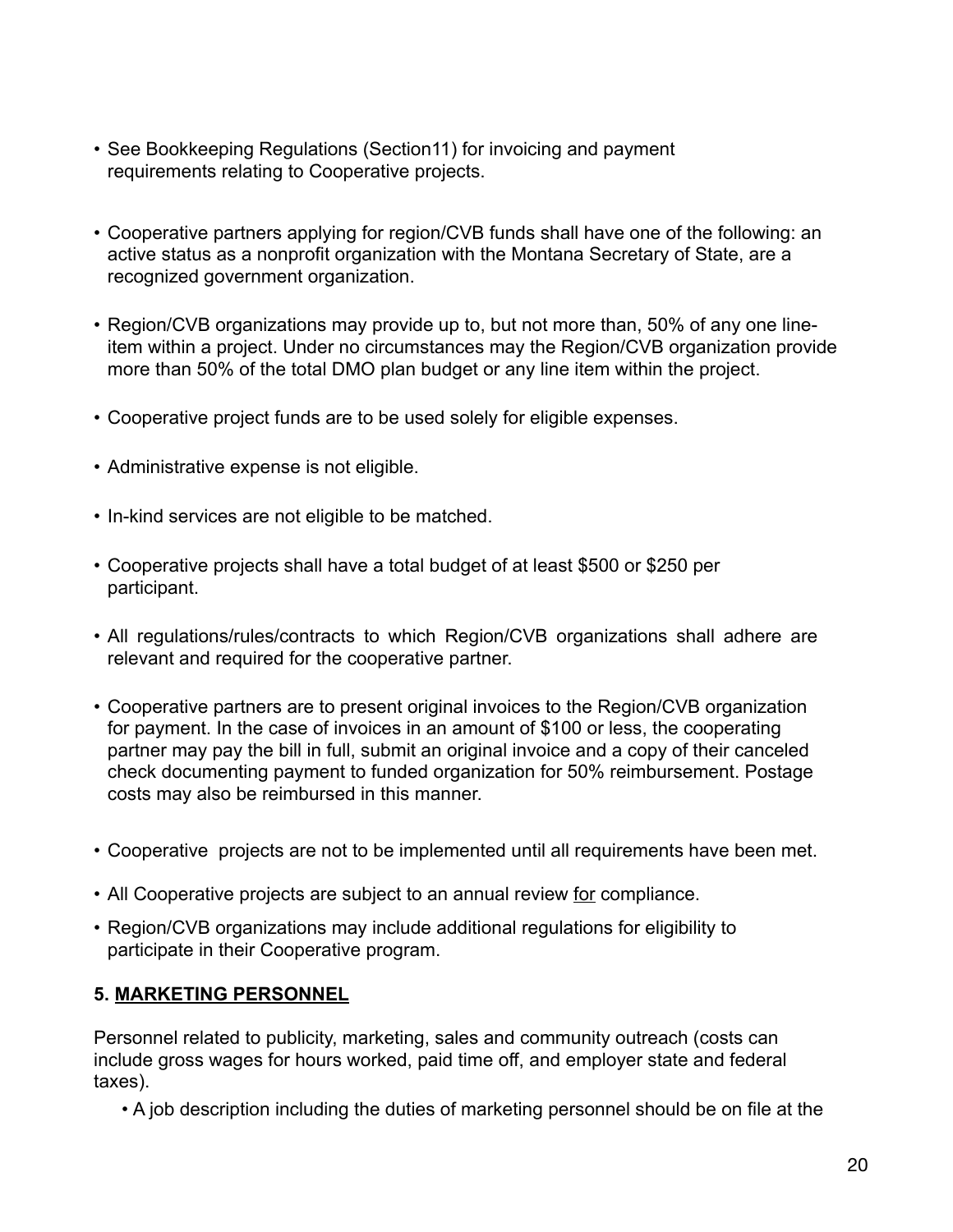- See Bookkeeping Regulations (Section11) for invoicing and payment requirements relating to Cooperative projects.

- Cooperative partners applying for region/CVB funds shall have one of the following: an active status as a nonprofit organization with the Montana Secretary of State, are a recognized government organization.

- Region/CVB organizations may provide up to, but not more than, 50% of any one line-item within a project. Under no circumstances may the Region/CVB organization provide more than 50% of the total DMO plan budget or any line item within the project.

- Cooperative project funds are to be used solely for eligible expenses.

- Administrative expense is not eligible.

- In-kind services are not eligible to be matched.

- Cooperative projects shall have a total budget of at least $500 or $250 per participant.

- All regulations/rules/contracts to which Region/CVB organizations shall adhere are relevant and required for the cooperative partner.

- Cooperative partners are to present original invoices to the Region/CVB organization for payment. In the case of invoices in an amount of $100 or less, the cooperating partner may pay the bill in full, submit an original invoice and a copy of their canceled check documenting payment to funded organization for 50% reimbursement. Postage costs may also be reimbursed in this manner.

- Cooperative projects are not to be implemented until all requirements have been met.

- All Cooperative projects are subject to an annual review <u>for</u> compliance.

- Region/CVB organizations may include additional regulations for eligibility to participate in their Cooperative program.

**5. <u>MARKETING PERSONNEL</u>**

Personnel related to publicity, marketing, sales and community outreach (costs can include gross wages for hours worked, paid time off, and employer state and federal taxes).

- A job description including the duties of marketing personnel should be on file at the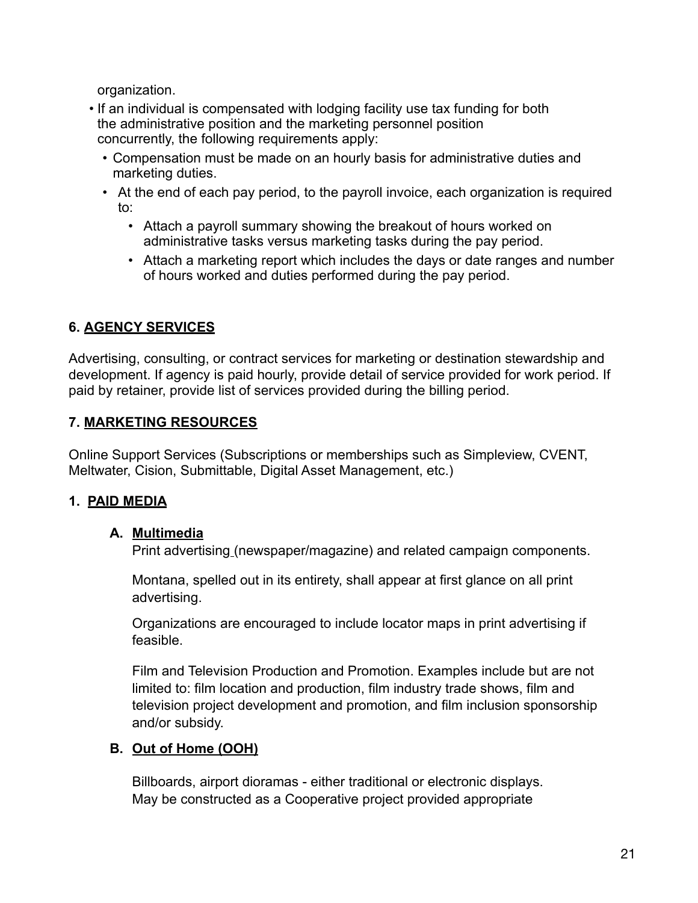organization.

- If an individual is compensated with lodging facility use tax funding for both the administrative position and the marketing personnel position concurrently, the following requirements apply:
  - Compensation must be made on an hourly basis for administrative duties and marketing duties.
  - At the end of each pay period, to the payroll invoice, each organization is required to:
    - Attach a payroll summary showing the breakout of hours worked on administrative tasks versus marketing tasks during the pay period.
    - Attach a marketing report which includes the days or date ranges and number of hours worked and duties performed during the pay period.

### 6. <u>AGENCY SERVICES</u>

Advertising, consulting, or contract services for marketing or destination stewardship and development. If agency is paid hourly, provide detail of service provided for work period. If paid by retainer, provide list of services provided during the billing period.

### 7. <u>MARKETING RESOURCES</u>

Online Support Services (Subscriptions or memberships such as Simpleview, CVENT, Meltwater, Cision, Submittable, Digital Asset Management, etc.)

### 1. <u>PAID MEDIA</u>

#### A. <u>Multimedia</u>

Print advertising (newspaper/magazine) and related campaign components.

Montana, spelled out in its entirety, shall appear at first glance on all print advertising.

Organizations are encouraged to include locator maps in print advertising if feasible.

Film and Television Production and Promotion. Examples include but are not limited to: film location and production, film industry trade shows, film and television project development and promotion, and film inclusion sponsorship and/or subsidy.

#### B. <u>Out of Home (OOH)</u>

Billboards, airport dioramas - either traditional or electronic displays. May be constructed as a Cooperative project provided appropriate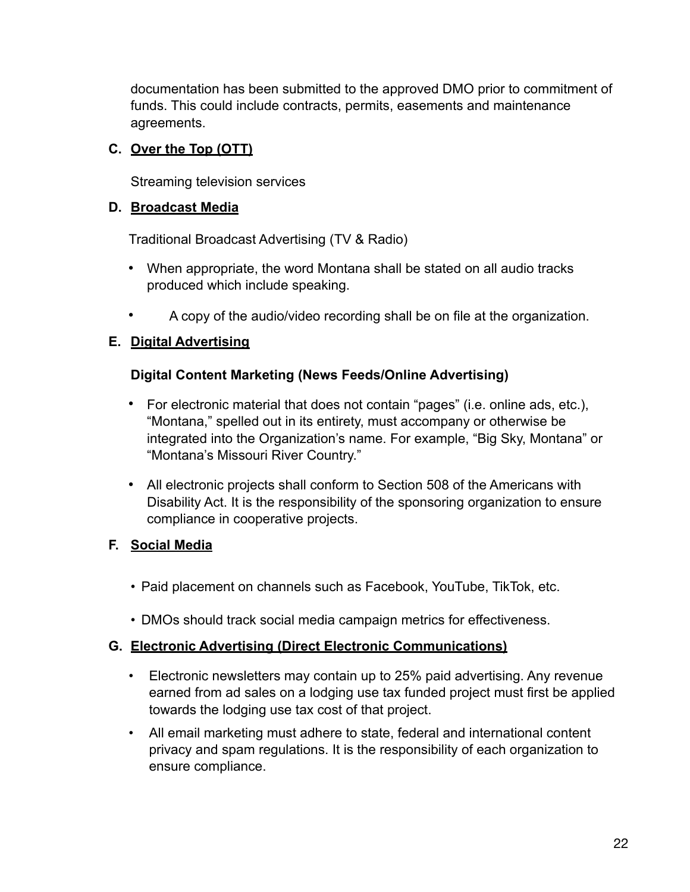documentation has been submitted to the approved DMO prior to commitment of funds. This could include contracts, permits, easements and maintenance agreements.

### C. Over the Top (OTT)

Streaming television services

### D. Broadcast Media

Traditional Broadcast Advertising (TV & Radio)

- When appropriate, the word Montana shall be stated on all audio tracks produced which include speaking.
- A copy of the audio/video recording shall be on file at the organization.

### E. Digital Advertising

**Digital Content Marketing (News Feeds/Online Advertising)**

- For electronic material that does not contain "pages" (i.e. online ads, etc.), "Montana," spelled out in its entirety, must accompany or otherwise be integrated into the Organization's name. For example, "Big Sky, Montana" or "Montana's Missouri River Country."
- All electronic projects shall conform to Section 508 of the Americans with Disability Act. It is the responsibility of the sponsoring organization to ensure compliance in cooperative projects.

### F. Social Media

- Paid placement on channels such as Facebook, YouTube, TikTok, etc.
- DMOs should track social media campaign metrics for effectiveness.

### G. Electronic Advertising (Direct Electronic Communications)

- Electronic newsletters may contain up to 25% paid advertising. Any revenue earned from ad sales on a lodging use tax funded project must first be applied towards the lodging use tax cost of that project.
- All email marketing must adhere to state, federal and international content privacy and spam regulations. It is the responsibility of each organization to ensure compliance.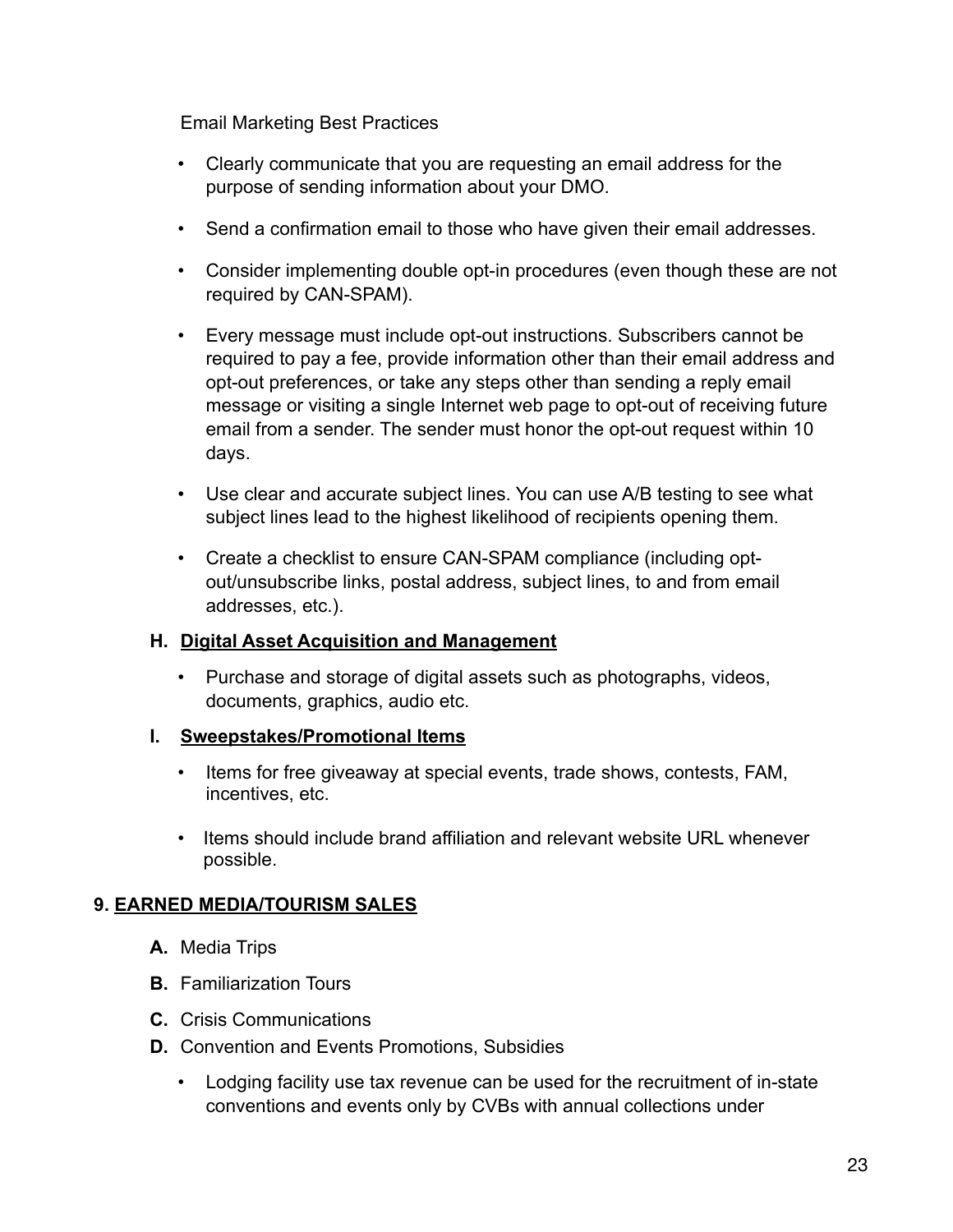Email Marketing Best Practices

- Clearly communicate that you are requesting an email address for the purpose of sending information about your DMO.
- Send a confirmation email to those who have given their email addresses.
- Consider implementing double opt-in procedures (even though these are not required by CAN-SPAM).
- Every message must include opt-out instructions. Subscribers cannot be required to pay a fee, provide information other than their email address and opt-out preferences, or take any steps other than sending a reply email message or visiting a single Internet web page to opt-out of receiving future email from a sender. The sender must honor the opt-out request within 10 days.
- Use clear and accurate subject lines. You can use A/B testing to see what subject lines lead to the highest likelihood of recipients opening them.
- Create a checklist to ensure CAN-SPAM compliance (including opt-out/unsubscribe links, postal address, subject lines, to and from email addresses, etc.).

### H. <u>Digital Asset Acquisition and Management</u>

- Purchase and storage of digital assets such as photographs, videos, documents, graphics, audio etc.

### I. <u>Sweepstakes/Promotional Items</u>

- Items for free giveaway at special events, trade shows, contests, FAM, incentives, etc.
- Items should include brand affiliation and relevant website URL whenever possible.

## 9. <u>EARNED MEDIA/TOURISM SALES</u>

**A.** Media Trips

**B.** Familiarization Tours

**C.** Crisis Communications

**D.** Convention and Events Promotions, Subsidies

- Lodging facility use tax revenue can be used for the recruitment of in-state conventions and events only by CVBs with annual collections under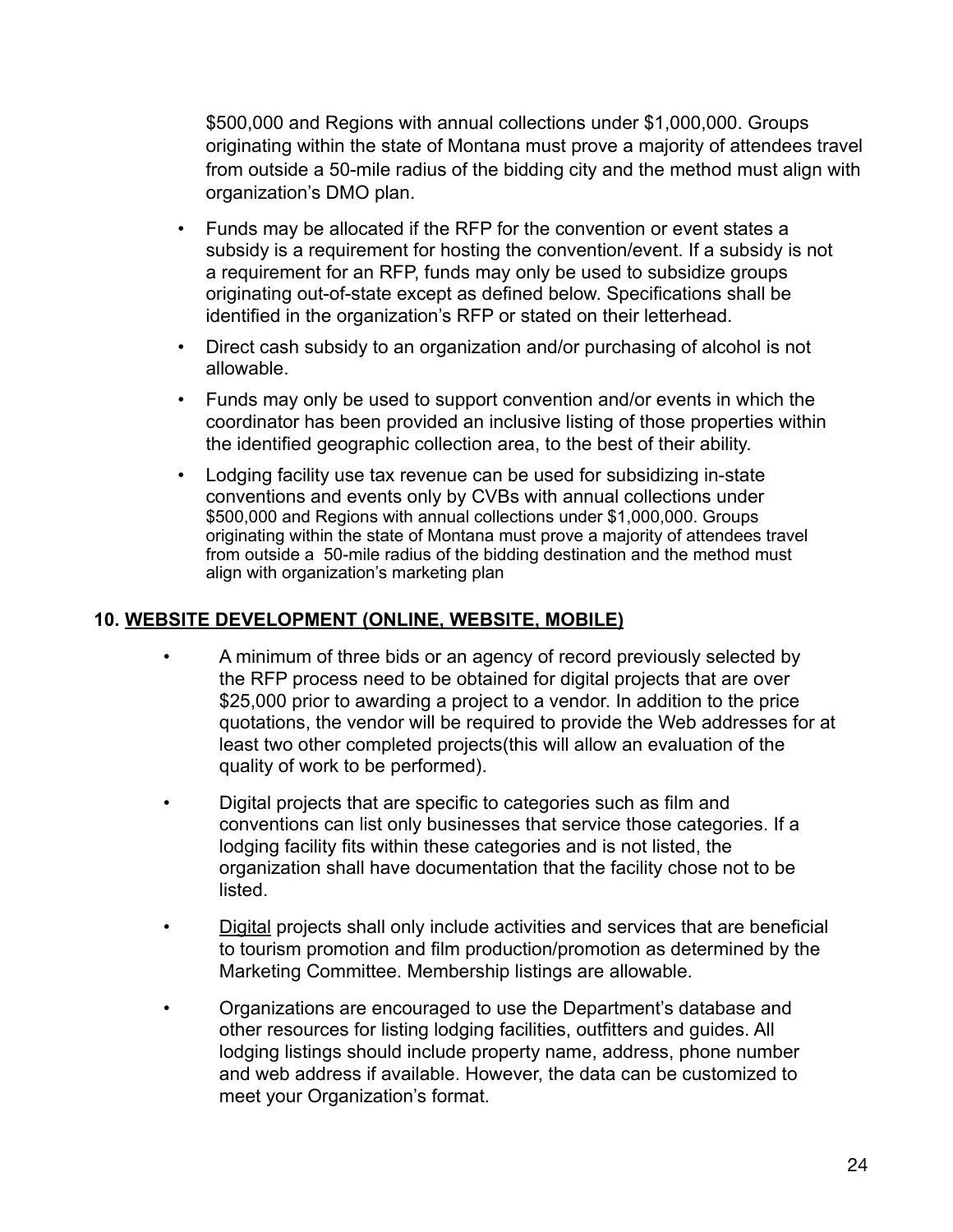$500,000 and Regions with annual collections under $1,000,000. Groups originating within the state of Montana must prove a majority of attendees travel from outside a 50-mile radius of the bidding city and the method must align with organization's DMO plan.

- Funds may be allocated if the RFP for the convention or event states a subsidy is a requirement for hosting the convention/event. If a subsidy is not a requirement for an RFP, funds may only be used to subsidize groups originating out-of-state except as defined below. Specifications shall be identified in the organization's RFP or stated on their letterhead.
- Direct cash subsidy to an organization and/or purchasing of alcohol is not allowable.
- Funds may only be used to support convention and/or events in which the coordinator has been provided an inclusive listing of those properties within the identified geographic collection area, to the best of their ability.
- Lodging facility use tax revenue can be used for subsidizing in-state conventions and events only by CVBs with annual collections under $500,000 and Regions with annual collections under $1,000,000. Groups originating within the state of Montana must prove a majority of attendees travel from outside a 50-mile radius of the bidding destination and the method must align with organization's marketing plan

### 10. <u>WEBSITE DEVELOPMENT (ONLINE, WEBSITE, MOBILE)</u>

- A minimum of three bids or an agency of record previously selected by the RFP process need to be obtained for digital projects that are over $25,000 prior to awarding a project to a vendor. In addition to the price quotations, the vendor will be required to provide the Web addresses for at least two other completed projects(this will allow an evaluation of the quality of work to be performed).
- Digital projects that are specific to categories such as film and conventions can list only businesses that service those categories. If a lodging facility fits within these categories and is not listed, the organization shall have documentation that the facility chose not to be listed.
- <u>Digital</u> projects shall only include activities and services that are beneficial to tourism promotion and film production/promotion as determined by the Marketing Committee. Membership listings are allowable.
- Organizations are encouraged to use the Department's database and other resources for listing lodging facilities, outfitters and guides. All lodging listings should include property name, address, phone number and web address if available. However, the data can be customized to meet your Organization's format.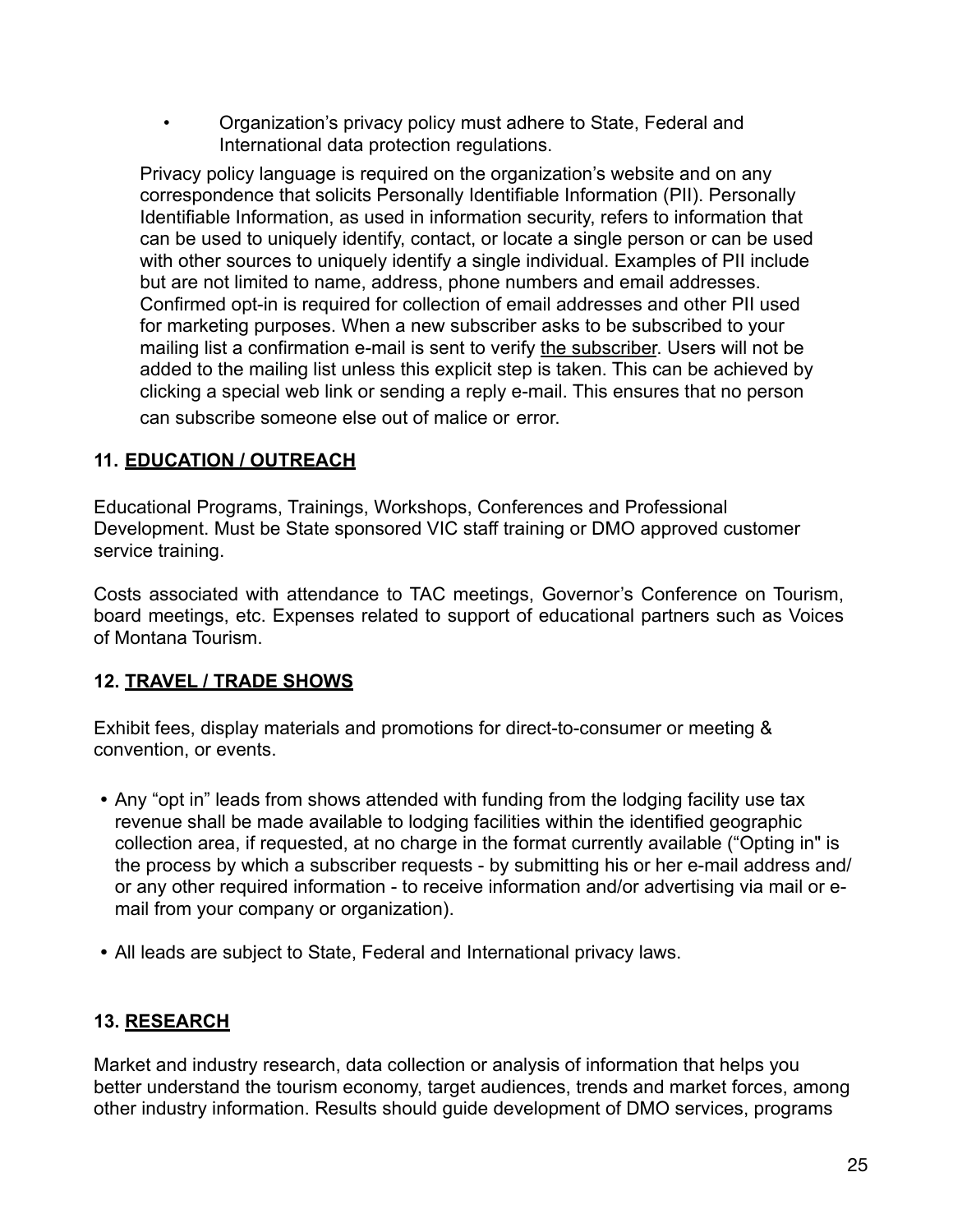- Organization's privacy policy must adhere to State, Federal and International data protection regulations.

Privacy policy language is required on the organization's website and on any correspondence that solicits Personally Identifiable Information (PII). Personally Identifiable Information, as used in information security, refers to information that can be used to uniquely identify, contact, or locate a single person or can be used with other sources to uniquely identify a single individual. Examples of PII include but are not limited to name, address, phone numbers and email addresses. Confirmed opt-in is required for collection of email addresses and other PII used for marketing purposes. When a new subscriber asks to be subscribed to your mailing list a confirmation e-mail is sent to verify the subscriber. Users will not be added to the mailing list unless this explicit step is taken. This can be achieved by clicking a special web link or sending a reply e-mail. This ensures that no person can subscribe someone else out of malice or error.

### 11. EDUCATION / OUTREACH

Educational Programs, Trainings, Workshops, Conferences and Professional Development. Must be State sponsored VIC staff training or DMO approved customer service training.

Costs associated with attendance to TAC meetings, Governor's Conference on Tourism, board meetings, etc. Expenses related to support of educational partners such as Voices of Montana Tourism.

### 12. TRAVEL / TRADE SHOWS

Exhibit fees, display materials and promotions for direct-to-consumer or meeting & convention, or events.

- Any "opt in" leads from shows attended with funding from the lodging facility use tax revenue shall be made available to lodging facilities within the identified geographic collection area, if requested, at no charge in the format currently available ("Opting in" is the process by which a subscriber requests - by submitting his or her e-mail address and/ or any other required information - to receive information and/or advertising via mail or e-mail from your company or organization).

- All leads are subject to State, Federal and International privacy laws.

### 13. RESEARCH

Market and industry research, data collection or analysis of information that helps you better understand the tourism economy, target audiences, trends and market forces, among other industry information. Results should guide development of DMO services, programs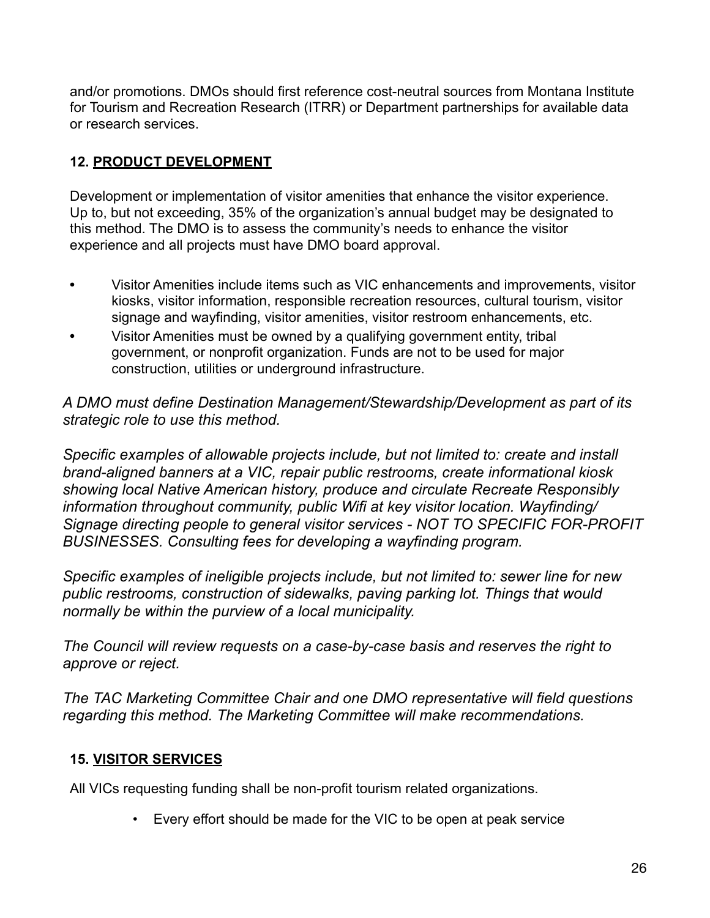and/or promotions. DMOs should first reference cost-neutral sources from Montana Institute for Tourism and Recreation Research (ITRR) or Department partnerships for available data or research services.

### 12. <u>PRODUCT DEVELOPMENT</u>

Development or implementation of visitor amenities that enhance the visitor experience. Up to, but not exceeding, 35% of the organization's annual budget may be designated to this method. The DMO is to assess the community's needs to enhance the visitor experience and all projects must have DMO board approval.

- Visitor Amenities include items such as VIC enhancements and improvements, visitor kiosks, visitor information, responsible recreation resources, cultural tourism, visitor signage and wayfinding, visitor amenities, visitor restroom enhancements, etc.
- Visitor Amenities must be owned by a qualifying government entity, tribal government, or nonprofit organization. Funds are not to be used for major construction, utilities or underground infrastructure.

*A DMO must define Destination Management/Stewardship/Development as part of its strategic role to use this method.*

*Specific examples of allowable projects include, but not limited to: create and install brand-aligned banners at a VIC, repair public restrooms, create informational kiosk showing local Native American history, produce and circulate Recreate Responsibly information throughout community, public Wifi at key visitor location. Wayfinding/ Signage directing people to general visitor services - NOT TO SPECIFIC FOR-PROFIT BUSINESSES. Consulting fees for developing a wayfinding program.*

*Specific examples of ineligible projects include, but not limited to: sewer line for new public restrooms, construction of sidewalks, paving parking lot. Things that would normally be within the purview of a local municipality.*

*The Council will review requests on a case-by-case basis and reserves the right to approve or reject.*

*The TAC Marketing Committee Chair and one DMO representative will field questions regarding this method. The Marketing Committee will make recommendations.*

### 15. <u>VISITOR SERVICES</u>

All VICs requesting funding shall be non-profit tourism related organizations.

- Every effort should be made for the VIC to be open at peak service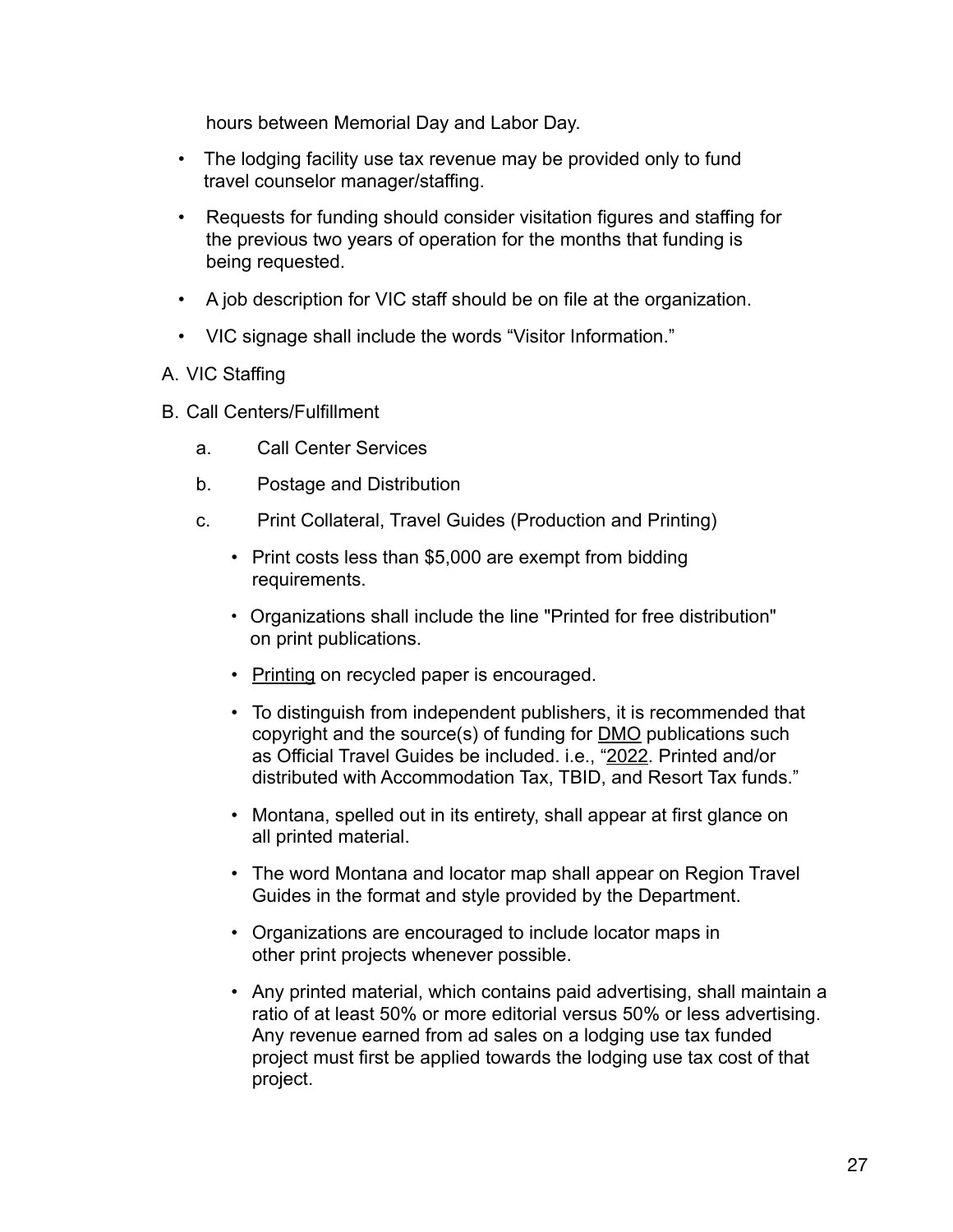hours between Memorial Day and Labor Day.

- The lodging facility use tax revenue may be provided only to fund travel counselor manager/staffing.
- Requests for funding should consider visitation figures and staffing for the previous two years of operation for the months that funding is being requested.
- A job description for VIC staff should be on file at the organization.
- VIC signage shall include the words "Visitor Information."

A. VIC Staffing

B. Call Centers/Fulfillment

   a. Call Center Services

   b. Postage and Distribution

   c. Print Collateral, Travel Guides (Production and Printing)

      - Print costs less than $5,000 are exempt from bidding requirements.
      - Organizations shall include the line "Printed for free distribution" on print publications.
      - Printing on recycled paper is encouraged.
      - To distinguish from independent publishers, it is recommended that copyright and the source(s) of funding for DMO publications such as Official Travel Guides be included. i.e., "2022. Printed and/or distributed with Accommodation Tax, TBID, and Resort Tax funds."
      - Montana, spelled out in its entirety, shall appear at first glance on all printed material.
      - The word Montana and locator map shall appear on Region Travel Guides in the format and style provided by the Department.
      - Organizations are encouraged to include locator maps in other print projects whenever possible.
      - Any printed material, which contains paid advertising, shall maintain a ratio of at least 50% or more editorial versus 50% or less advertising. Any revenue earned from ad sales on a lodging use tax funded project must first be applied towards the lodging use tax cost of that project.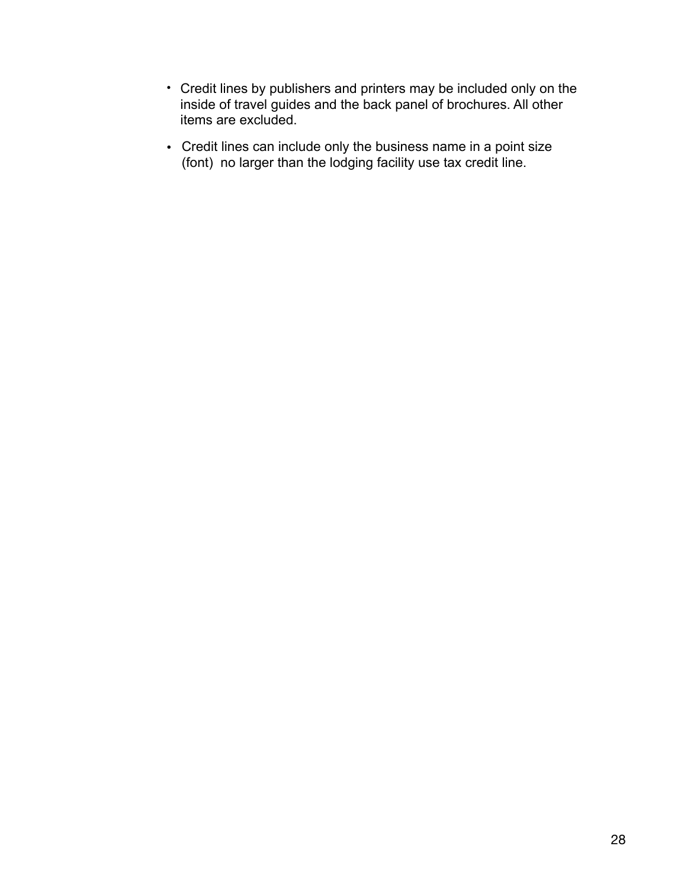- Credit lines by publishers and printers may be included only on the inside of travel guides and the back panel of brochures. All other items are excluded.
- Credit lines can include only the business name in a point size (font) no larger than the lodging facility use tax credit line.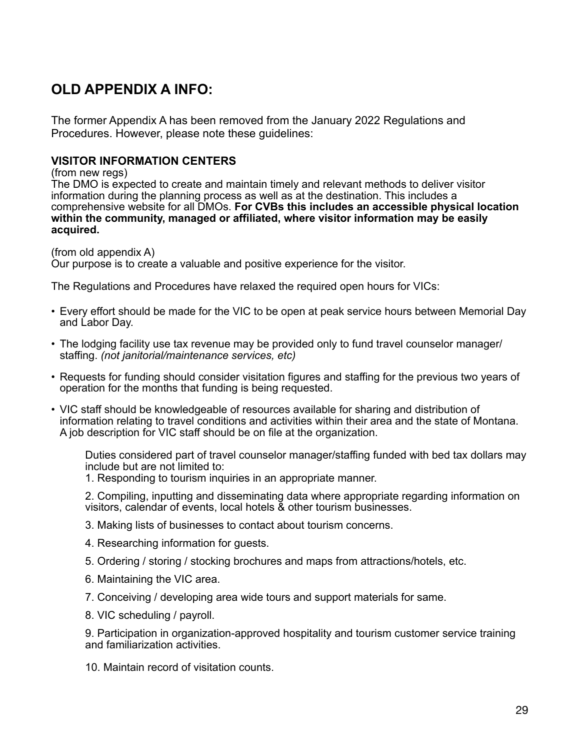## OLD APPENDIX A INFO:

The former Appendix A has been removed from the January 2022 Regulations and Procedures. However, please note these guidelines:

### VISITOR INFORMATION CENTERS

(from new regs)
The DMO is expected to create and maintain timely and relevant methods to deliver visitor information during the planning process as well as at the destination. This includes a comprehensive website for all DMOs. **For CVBs this includes an accessible physical location within the community, managed or affiliated, where visitor information may be easily acquired.**

(from old appendix A)
Our purpose is to create a valuable and positive experience for the visitor.

The Regulations and Procedures have relaxed the required open hours for VICs:

- Every effort should be made for the VIC to be open at peak service hours between Memorial Day and Labor Day.
- The lodging facility use tax revenue may be provided only to fund travel counselor manager/ staffing. *(not janitorial/maintenance services, etc)*
- Requests for funding should consider visitation figures and staffing for the previous two years of operation for the months that funding is being requested.
- VIC staff should be knowledgeable of resources available for sharing and distribution of information relating to travel conditions and activities within their area and the state of Montana. A job description for VIC staff should be on file at the organization.

  Duties considered part of travel counselor manager/staffing funded with bed tax dollars may include but are not limited to:

  1. Responding to tourism inquiries in an appropriate manner.
  2. Compiling, inputting and disseminating data where appropriate regarding information on visitors, calendar of events, local hotels & other tourism businesses.
  3. Making lists of businesses to contact about tourism concerns.
  4. Researching information for guests.
  5. Ordering / storing / stocking brochures and maps from attractions/hotels, etc.
  6. Maintaining the VIC area.
  7. Conceiving / developing area wide tours and support materials for same.
  8. VIC scheduling / payroll.
  9. Participation in organization-approved hospitality and tourism customer service training and familiarization activities.
  10. Maintain record of visitation counts.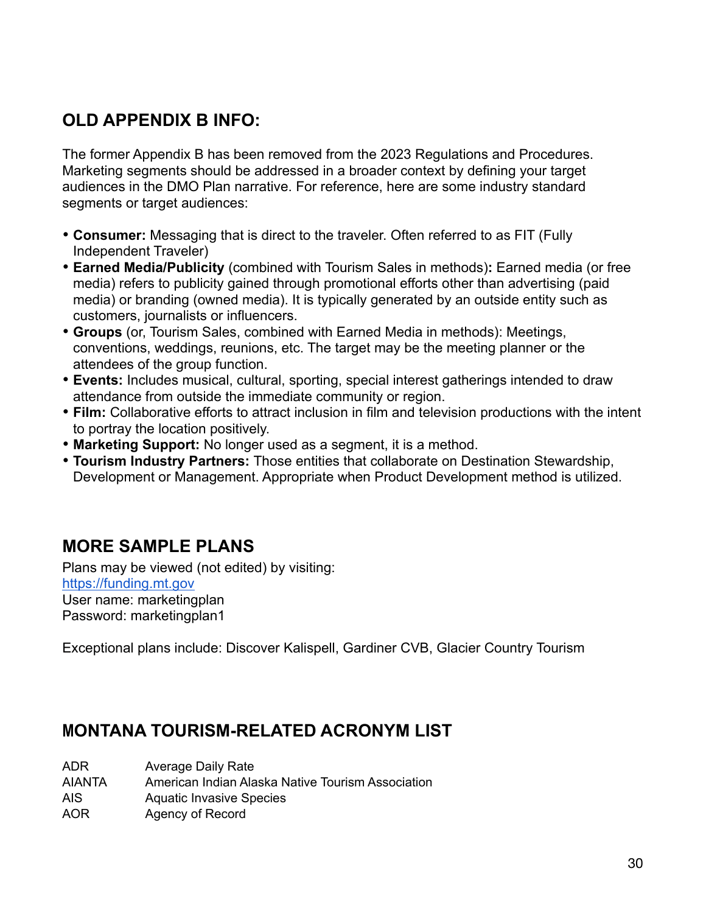## OLD APPENDIX B INFO:

The former Appendix B has been removed from the 2023 Regulations and Procedures. Marketing segments should be addressed in a broader context by defining your target audiences in the DMO Plan narrative. For reference, here are some industry standard segments or target audiences:

- **Consumer:** Messaging that is direct to the traveler. Often referred to as FIT (Fully Independent Traveler)
- **Earned Media/Publicity** (combined with Tourism Sales in methods)**:** Earned media (or free media) refers to publicity gained through promotional efforts other than advertising (paid media) or branding (owned media). It is typically generated by an outside entity such as customers, journalists or influencers.
- **Groups** (or, Tourism Sales, combined with Earned Media in methods): Meetings, conventions, weddings, reunions, etc. The target may be the meeting planner or the attendees of the group function.
- **Events:** Includes musical, cultural, sporting, special interest gatherings intended to draw attendance from outside the immediate community or region.
- **Film:** Collaborative efforts to attract inclusion in film and television productions with the intent to portray the location positively.
- **Marketing Support:** No longer used as a segment, it is a method.
- **Tourism Industry Partners:** Those entities that collaborate on Destination Stewardship, Development or Management. Appropriate when Product Development method is utilized.

## MORE SAMPLE PLANS

Plans may be viewed (not edited) by visiting:
[https://funding.mt.gov](https://funding.mt.gov)
User name: marketingplan
Password: marketingplan1

Exceptional plans include: Discover Kalispell, Gardiner CVB, Glacier Country Tourism

## MONTANA TOURISM-RELATED ACRONYM LIST

| | |
|---|---|
| ADR | Average Daily Rate |
| AIANTA | American Indian Alaska Native Tourism Association |
| AIS | Aquatic Invasive Species |
| AOR | Agency of Record |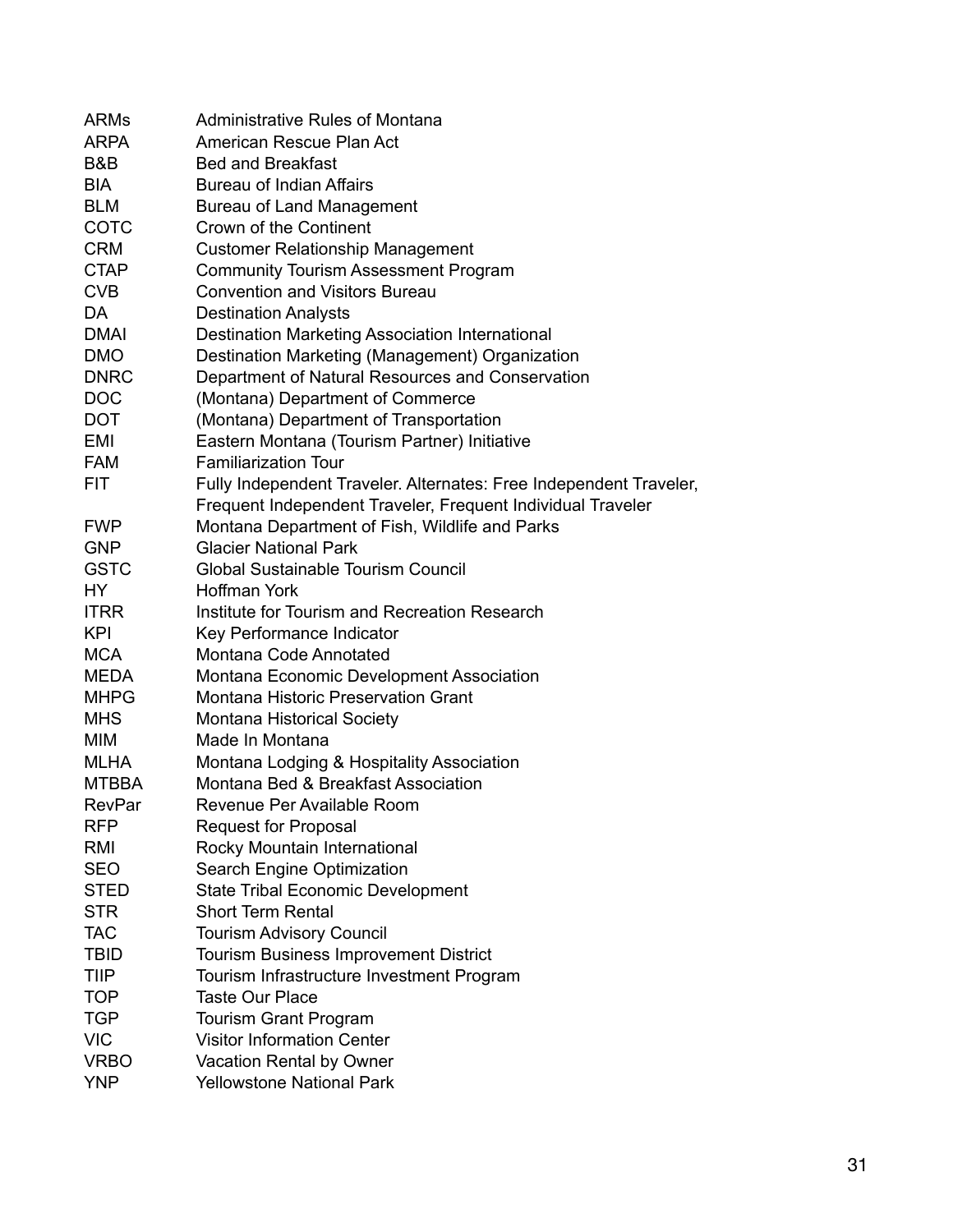| | |
|---|---|
| ARMs | Administrative Rules of Montana |
| ARPA | American Rescue Plan Act |
| B&B | Bed and Breakfast |
| BIA | Bureau of Indian Affairs |
| BLM | Bureau of Land Management |
| COTC | Crown of the Continent |
| CRM | Customer Relationship Management |
| CTAP | Community Tourism Assessment Program |
| CVB | Convention and Visitors Bureau |
| DA | Destination Analysts |
| DMAI | Destination Marketing Association International |
| DMO | Destination Marketing (Management) Organization |
| DNRC | Department of Natural Resources and Conservation |
| DOC | (Montana) Department of Commerce |
| DOT | (Montana) Department of Transportation |
| EMI | Eastern Montana (Tourism Partner) Initiative |
| FAM | Familiarization Tour |
| FIT | Fully Independent Traveler. Alternates: Free Independent Traveler, Frequent Independent Traveler, Frequent Individual Traveler |
| FWP | Montana Department of Fish, Wildlife and Parks |
| GNP | Glacier National Park |
| GSTC | Global Sustainable Tourism Council |
| HY | Hoffman York |
| ITRR | Institute for Tourism and Recreation Research |
| KPI | Key Performance Indicator |
| MCA | Montana Code Annotated |
| MEDA | Montana Economic Development Association |
| MHPG | Montana Historic Preservation Grant |
| MHS | Montana Historical Society |
| MIM | Made In Montana |
| MLHA | Montana Lodging & Hospitality Association |
| MTBBA | Montana Bed & Breakfast Association |
| RevPar | Revenue Per Available Room |
| RFP | Request for Proposal |
| RMI | Rocky Mountain International |
| SEO | Search Engine Optimization |
| STED | State Tribal Economic Development |
| STR | Short Term Rental |
| TAC | Tourism Advisory Council |
| TBID | Tourism Business Improvement District |
| TIIP | Tourism Infrastructure Investment Program |
| TOP | Taste Our Place |
| TGP | Tourism Grant Program |
| VIC | Visitor Information Center |
| VRBO | Vacation Rental by Owner |
| YNP | Yellowstone National Park |